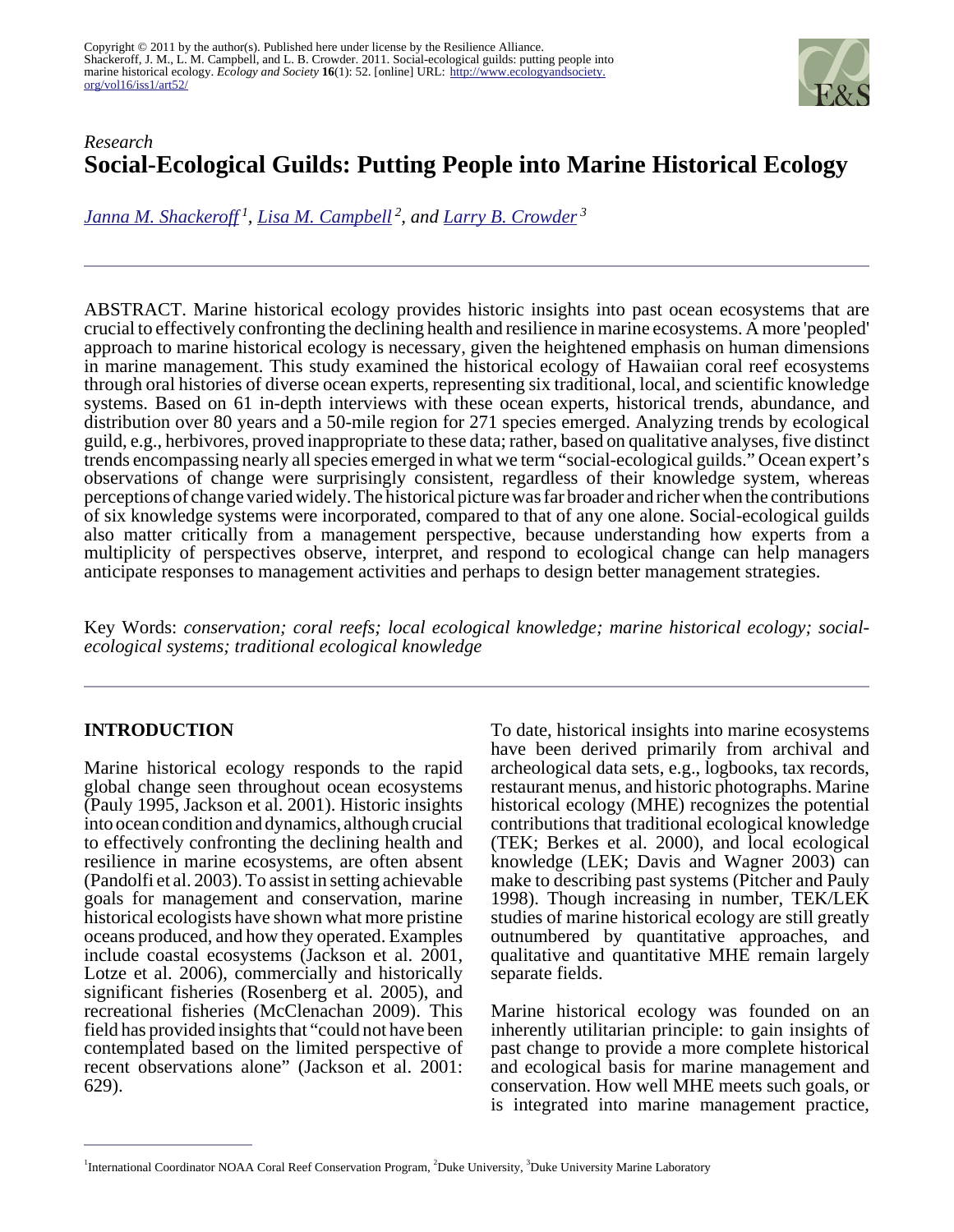Copyright © 2011 by the author(s). Published here under license by the Resilience Alliance.
Shackeroff, J. M., L. M. Campbell, and L. B. Crowder. 2011. Social-ecological guilds: putting people into marine historical ecology. *Ecology and Society* **16**(1): 52. [online] URL: http://www.ecologyandsociety.org/vol16/iss1/art52/

*Research*

# Social-Ecological Guilds: Putting People into Marine Historical Ecology

*Janna M. Shackeroff* [1], *Lisa M. Campbell* [2], *and Larry B. Crowder* [3]

ABSTRACT. Marine historical ecology provides historic insights into past ocean ecosystems that are crucial to effectively confronting the declining health and resilience in marine ecosystems. A more 'peopled' approach to marine historical ecology is necessary, given the heightened emphasis on human dimensions in marine management. This study examined the historical ecology of Hawaiian coral reef ecosystems through oral histories of diverse ocean experts, representing six traditional, local, and scientific knowledge systems. Based on 61 in-depth interviews with these ocean experts, historical trends, abundance, and distribution over 80 years and a 50-mile region for 271 species emerged. Analyzing trends by ecological guild, e.g., herbivores, proved inappropriate to these data; rather, based on qualitative analyses, five distinct trends encompassing nearly all species emerged in what we term "social-ecological guilds." Ocean expert's observations of change were surprisingly consistent, regardless of their knowledge system, whereas perceptions of change varied widely. The historical picture was far broader and richer when the contributions of six knowledge systems were incorporated, compared to that of any one alone. Social-ecological guilds also matter critically from a management perspective, because understanding how experts from a multiplicity of perspectives observe, interpret, and respond to ecological change can help managers anticipate responses to management activities and perhaps to design better management strategies.

Key Words: *conservation; coral reefs; local ecological knowledge; marine historical ecology; social-ecological systems; traditional ecological knowledge*

## INTRODUCTION

Marine historical ecology responds to the rapid global change seen throughout ocean ecosystems (Pauly 1995, Jackson et al. 2001). Historic insights into ocean condition and dynamics, although crucial to effectively confronting the declining health and resilience in marine ecosystems, are often absent (Pandolfi et al. 2003). To assist in setting achievable goals for management and conservation, marine historical ecologists have shown what more pristine oceans produced, and how they operated. Examples include coastal ecosystems (Jackson et al. 2001, Lotze et al. 2006), commercially and historically significant fisheries (Rosenberg et al. 2005), and recreational fisheries (McClenachan 2009). This field has provided insights that "could not have been contemplated based on the limited perspective of recent observations alone" (Jackson et al. 2001: 629).

To date, historical insights into marine ecosystems have been derived primarily from archival and archeological data sets, e.g., logbooks, tax records, restaurant menus, and historic photographs. Marine historical ecology (MHE) recognizes the potential contributions that traditional ecological knowledge (TEK; Berkes et al. 2000), and local ecological knowledge (LEK; Davis and Wagner 2003) can make to describing past systems (Pitcher and Pauly 1998). Though increasing in number, TEK/LEK studies of marine historical ecology are still greatly outnumbered by quantitative approaches, and qualitative and quantitative MHE remain largely separate fields.

Marine historical ecology was founded on an inherently utilitarian principle: to gain insights of past change to provide a more complete historical and ecological basis for marine management and conservation. How well MHE meets such goals, or is integrated into marine management practice,

[1] International Coordinator NOAA Coral Reef Conservation Program, [2] Duke University, [3] Duke University Marine Laboratory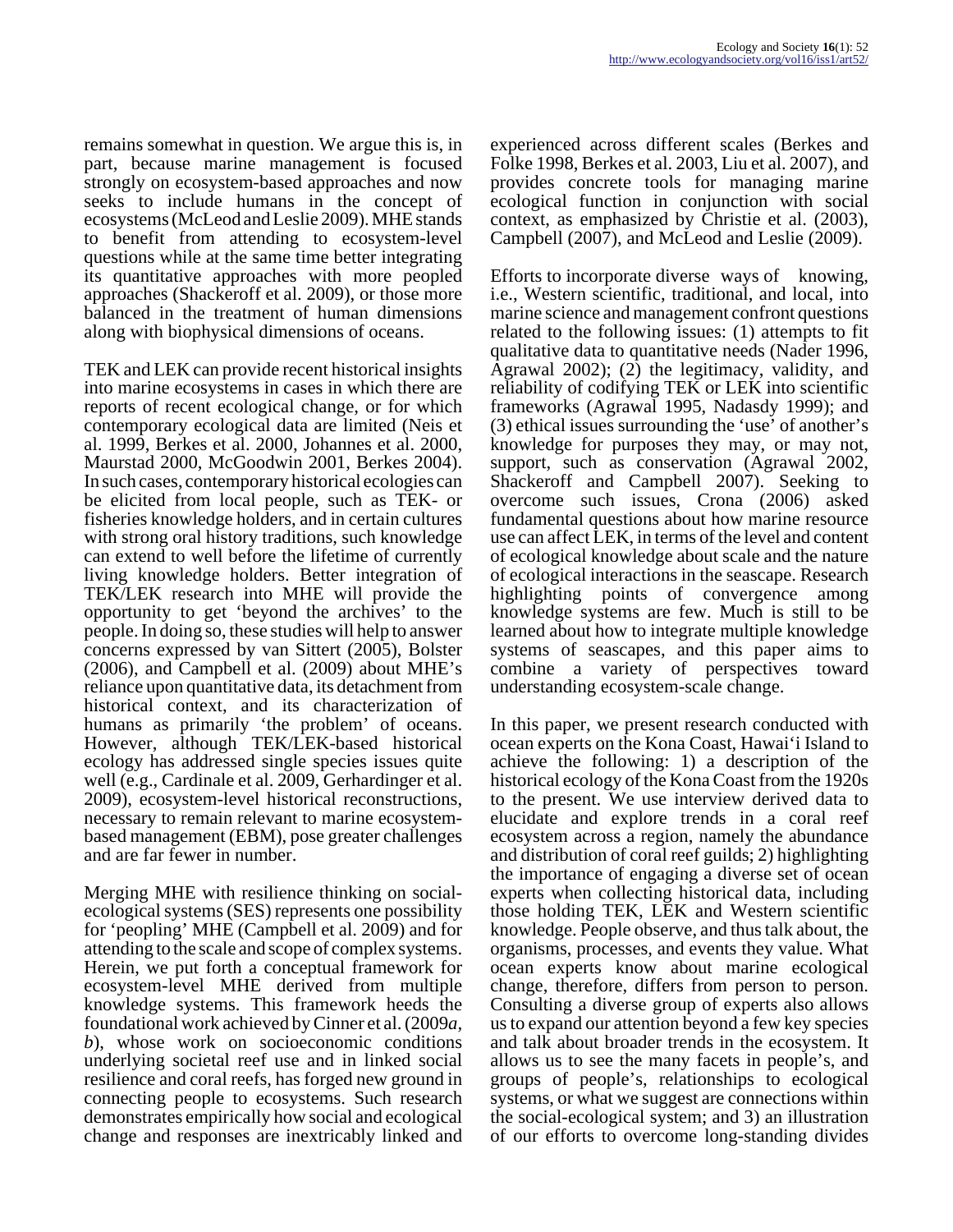remains somewhat in question. We argue this is, in part, because marine management is focused strongly on ecosystem-based approaches and now seeks to include humans in the concept of ecosystems (McLeod and Leslie 2009). MHE stands to benefit from attending to ecosystem-level questions while at the same time better integrating its quantitative approaches with more peopled approaches (Shackeroff et al. 2009), or those more balanced in the treatment of human dimensions along with biophysical dimensions of oceans.

TEK and LEK can provide recent historical insights into marine ecosystems in cases in which there are reports of recent ecological change, or for which contemporary ecological data are limited (Neis et al. 1999, Berkes et al. 2000, Johannes et al. 2000, Maurstad 2000, McGoodwin 2001, Berkes 2004). In such cases, contemporary historical ecologies can be elicited from local people, such as TEK- or fisheries knowledge holders, and in certain cultures with strong oral history traditions, such knowledge can extend to well before the lifetime of currently living knowledge holders. Better integration of TEK/LEK research into MHE will provide the opportunity to get 'beyond the archives' to the people. In doing so, these studies will help to answer concerns expressed by van Sittert (2005), Bolster (2006), and Campbell et al. (2009) about MHE's reliance upon quantitative data, its detachment from historical context, and its characterization of humans as primarily 'the problem' of oceans. However, although TEK/LEK-based historical ecology has addressed single species issues quite well (e.g., Cardinale et al. 2009, Gerhardinger et al. 2009), ecosystem-level historical reconstructions, necessary to remain relevant to marine ecosystem-based management (EBM), pose greater challenges and are far fewer in number.

Merging MHE with resilience thinking on social-ecological systems (SES) represents one possibility for 'peopling' MHE (Campbell et al. 2009) and for attending to the scale and scope of complex systems. Herein, we put forth a conceptual framework for ecosystem-level MHE derived from multiple knowledge systems. This framework heeds the foundational work achieved by Cinner et al. (2009*a*, *b*), whose work on socioeconomic conditions underlying societal reef use and in linked social resilience and coral reefs, has forged new ground in connecting people to ecosystems. Such research demonstrates empirically how social and ecological change and responses are inextricably linked and experienced across different scales (Berkes and Folke 1998, Berkes et al. 2003, Liu et al. 2007), and provides concrete tools for managing marine ecological function in conjunction with social context, as emphasized by Christie et al. (2003), Campbell (2007), and McLeod and Leslie (2009).

Efforts to incorporate diverse ways of knowing, i.e., Western scientific, traditional, and local, into marine science and management confront questions related to the following issues: (1) attempts to fit qualitative data to quantitative needs (Nader 1996, Agrawal 2002); (2) the legitimacy, validity, and reliability of codifying TEK or LEK into scientific frameworks (Agrawal 1995, Nadasdy 1999); and (3) ethical issues surrounding the 'use' of another's knowledge for purposes they may, or may not, support, such as conservation (Agrawal 2002, Shackeroff and Campbell 2007). Seeking to overcome such issues, Crona (2006) asked fundamental questions about how marine resource use can affect LEK, in terms of the level and content of ecological knowledge about scale and the nature of ecological interactions in the seascape. Research highlighting points of convergence among knowledge systems are few. Much is still to be learned about how to integrate multiple knowledge systems of seascapes, and this paper aims to combine a variety of perspectives toward understanding ecosystem-scale change.

In this paper, we present research conducted with ocean experts on the Kona Coast, Hawai'i Island to achieve the following: 1) a description of the historical ecology of the Kona Coast from the 1920s to the present. We use interview derived data to elucidate and explore trends in a coral reef ecosystem across a region, namely the abundance and distribution of coral reef guilds; 2) highlighting the importance of engaging a diverse set of ocean experts when collecting historical data, including those holding TEK, LEK and Western scientific knowledge. People observe, and thus talk about, the organisms, processes, and events they value. What ocean experts know about marine ecological change, therefore, differs from person to person. Consulting a diverse group of experts also allows us to expand our attention beyond a few key species and talk about broader trends in the ecosystem. It allows us to see the many facets in people's, and groups of people's, relationships to ecological systems, or what we suggest are connections within the social-ecological system; and 3) an illustration of our efforts to overcome long-standing divides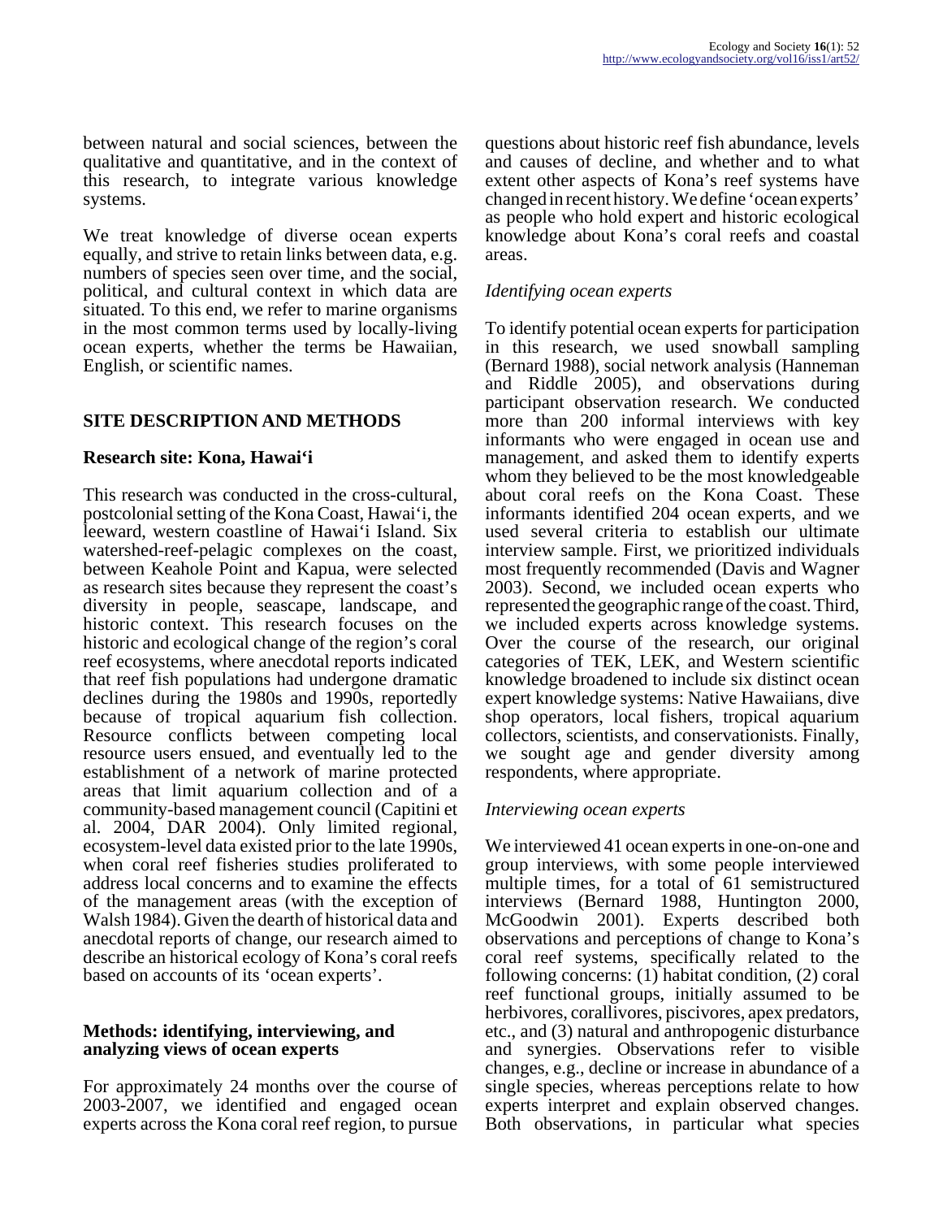between natural and social sciences, between the qualitative and quantitative, and in the context of this research, to integrate various knowledge systems.

We treat knowledge of diverse ocean experts equally, and strive to retain links between data, e.g. numbers of species seen over time, and the social, political, and cultural context in which data are situated. To this end, we refer to marine organisms in the most common terms used by locally-living ocean experts, whether the terms be Hawaiian, English, or scientific names.

## SITE DESCRIPTION AND METHODS

### Research site: Kona, Hawai‘i

This research was conducted in the cross-cultural, postcolonial setting of the Kona Coast, Hawai‘i, the leeward, western coastline of Hawai‘i Island. Six watershed-reef-pelagic complexes on the coast, between Keahole Point and Kapua, were selected as research sites because they represent the coast's diversity in people, seascape, landscape, and historic context. This research focuses on the historic and ecological change of the region's coral reef ecosystems, where anecdotal reports indicated that reef fish populations had undergone dramatic declines during the 1980s and 1990s, reportedly because of tropical aquarium fish collection. Resource conflicts between competing local resource users ensued, and eventually led to the establishment of a network of marine protected areas that limit aquarium collection and of a community-based management council (Capitini et al. 2004, DAR 2004). Only limited regional, ecosystem-level data existed prior to the late 1990s, when coral reef fisheries studies proliferated to address local concerns and to examine the effects of the management areas (with the exception of Walsh 1984). Given the dearth of historical data and anecdotal reports of change, our research aimed to describe an historical ecology of Kona's coral reefs based on accounts of its ‘ocean experts’.

### Methods: identifying, interviewing, and analyzing views of ocean experts

For approximately 24 months over the course of 2003-2007, we identified and engaged ocean experts across the Kona coral reef region, to pursue questions about historic reef fish abundance, levels and causes of decline, and whether and to what extent other aspects of Kona's reef systems have changed in recent history. We define ‘ocean experts’ as people who hold expert and historic ecological knowledge about Kona's coral reefs and coastal areas.

#### *Identifying ocean experts*

To identify potential ocean experts for participation in this research, we used snowball sampling (Bernard 1988), social network analysis (Hanneman and Riddle 2005), and observations during participant observation research. We conducted more than 200 informal interviews with key informants who were engaged in ocean use and management, and asked them to identify experts whom they believed to be the most knowledgeable about coral reefs on the Kona Coast. These informants identified 204 ocean experts, and we used several criteria to establish our ultimate interview sample. First, we prioritized individuals most frequently recommended (Davis and Wagner 2003). Second, we included ocean experts who represented the geographic range of the coast. Third, we included experts across knowledge systems. Over the course of the research, our original categories of TEK, LEK, and Western scientific knowledge broadened to include six distinct ocean expert knowledge systems: Native Hawaiians, dive shop operators, local fishers, tropical aquarium collectors, scientists, and conservationists. Finally, we sought age and gender diversity among respondents, where appropriate.

#### *Interviewing ocean experts*

We interviewed 41 ocean experts in one-on-one and group interviews, with some people interviewed multiple times, for a total of 61 semistructured interviews (Bernard 1988, Huntington 2000, McGoodwin 2001). Experts described both observations and perceptions of change to Kona's coral reef systems, specifically related to the following concerns: (1) habitat condition, (2) coral reef functional groups, initially assumed to be herbivores, corallivores, piscivores, apex predators, etc., and (3) natural and anthropogenic disturbance and synergies. Observations refer to visible changes, e.g., decline or increase in abundance of a single species, whereas perceptions relate to how experts interpret and explain observed changes. Both observations, in particular what species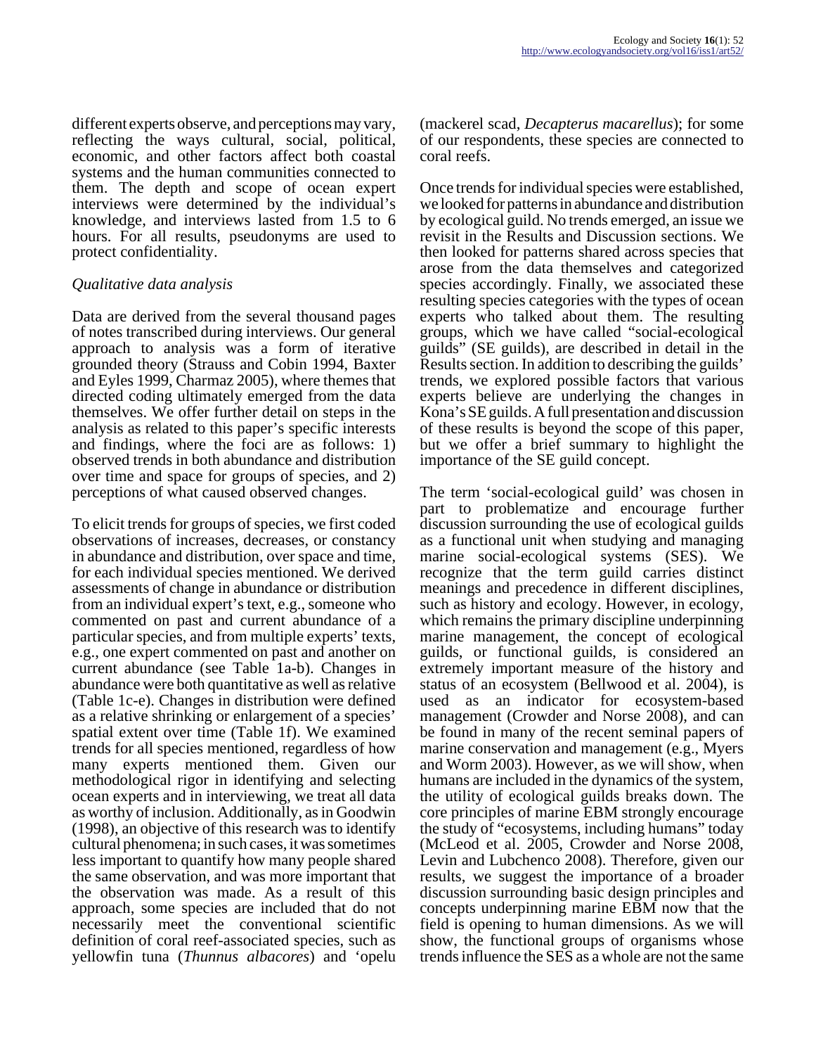different experts observe, and perceptions may vary, reflecting the ways cultural, social, political, economic, and other factors affect both coastal systems and the human communities connected to them. The depth and scope of ocean expert interviews were determined by the individual's knowledge, and interviews lasted from 1.5 to 6 hours. For all results, pseudonyms are used to protect confidentiality.

### *Qualitative data analysis*

Data are derived from the several thousand pages of notes transcribed during interviews. Our general approach to analysis was a form of iterative grounded theory (Strauss and Cobin 1994, Baxter and Eyles 1999, Charmaz 2005), where themes that directed coding ultimately emerged from the data themselves. We offer further detail on steps in the analysis as related to this paper's specific interests and findings, where the foci are as follows: 1) observed trends in both abundance and distribution over time and space for groups of species, and 2) perceptions of what caused observed changes.

To elicit trends for groups of species, we first coded observations of increases, decreases, or constancy in abundance and distribution, over space and time, for each individual species mentioned. We derived assessments of change in abundance or distribution from an individual expert's text, e.g., someone who commented on past and current abundance of a particular species, and from multiple experts' texts, e.g., one expert commented on past and another on current abundance (see Table 1a-b). Changes in abundance were both quantitative as well as relative (Table 1c-e). Changes in distribution were defined as a relative shrinking or enlargement of a species' spatial extent over time (Table 1f). We examined trends for all species mentioned, regardless of how many experts mentioned them. Given our methodological rigor in identifying and selecting ocean experts and in interviewing, we treat all data as worthy of inclusion. Additionally, as in Goodwin (1998), an objective of this research was to identify cultural phenomena; in such cases, it was sometimes less important to quantify how many people shared the same observation, and was more important that the observation was made. As a result of this approach, some species are included that do not necessarily meet the conventional scientific definition of coral reef-associated species, such as yellowfin tuna (*Thunnus albacores*) and 'opelu (mackerel scad, *Decapterus macarellus*); for some of our respondents, these species are connected to coral reefs.

Once trends for individual species were established, we looked for patterns in abundance and distribution by ecological guild. No trends emerged, an issue we revisit in the Results and Discussion sections. We then looked for patterns shared across species that arose from the data themselves and categorized species accordingly. Finally, we associated these resulting species categories with the types of ocean experts who talked about them. The resulting groups, which we have called "social-ecological guilds" (SE guilds), are described in detail in the Results section. In addition to describing the guilds' trends, we explored possible factors that various experts believe are underlying the changes in Kona's SE guilds. A full presentation and discussion of these results is beyond the scope of this paper, but we offer a brief summary to highlight the importance of the SE guild concept.

The term 'social-ecological guild' was chosen in part to problematize and encourage further discussion surrounding the use of ecological guilds as a functional unit when studying and managing marine social-ecological systems (SES). We recognize that the term guild carries distinct meanings and precedence in different disciplines, such as history and ecology. However, in ecology, which remains the primary discipline underpinning marine management, the concept of ecological guilds, or functional guilds, is considered an extremely important measure of the history and status of an ecosystem (Bellwood et al. 2004), is used as an indicator for ecosystem-based management (Crowder and Norse 2008), and can be found in many of the recent seminal papers of marine conservation and management (e.g., Myers and Worm 2003). However, as we will show, when humans are included in the dynamics of the system, the utility of ecological guilds breaks down. The core principles of marine EBM strongly encourage the study of "ecosystems, including humans" today (McLeod et al. 2005, Crowder and Norse 2008, Levin and Lubchenco 2008). Therefore, given our results, we suggest the importance of a broader discussion surrounding basic design principles and concepts underpinning marine EBM now that the field is opening to human dimensions. As we will show, the functional groups of organisms whose trends influence the SES as a whole are not the same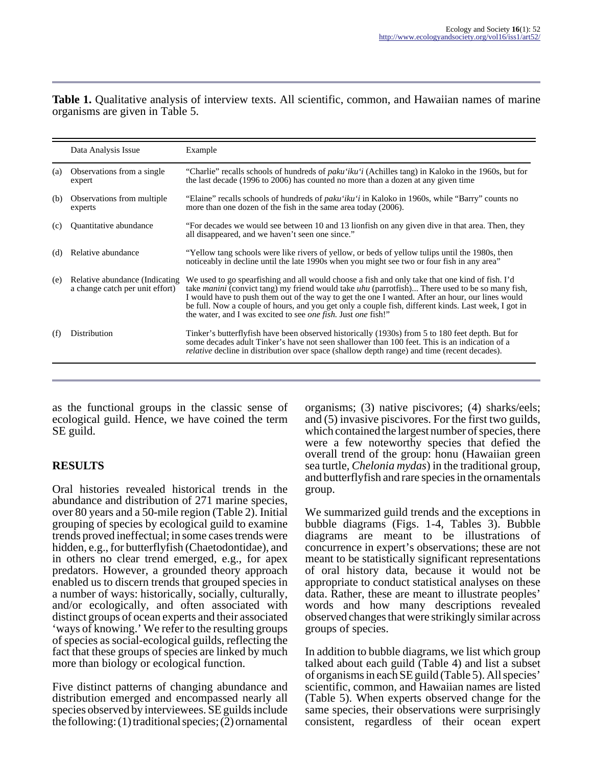**Table 1.** Qualitative analysis of interview texts. All scientific, common, and Hawaiian names of marine organisms are given in Table 5.

| | Data Analysis Issue | Example |
|---|---|---|
| (a) | Observations from a single expert | "Charlie" recalls schools of hundreds of *paku'iku'i* (Achilles tang) in Kaloko in the 1960s, but for the last decade (1996 to 2006) has counted no more than a dozen at any given time |
| (b) | Observations from multiple experts | "Elaine" recalls schools of hundreds of *paku'iku'i* in Kaloko in 1960s, while "Barry" counts no more than one dozen of the fish in the same area today (2006). |
| (c) | Quantitative abundance | "For decades we would see between 10 and 13 lionfish on any given dive in that area. Then, they all disappeared, and we haven't seen one since." |
| (d) | Relative abundance | "Yellow tang schools were like rivers of yellow, or beds of yellow tulips until the 1980s, then noticeably in decline until the late 1990s when you might see two or four fish in any area" |
| (e) | Relative abundance (Indicating a change catch per unit effort) | We used to go spearfishing and all would choose a fish and only take that one kind of fish. I'd take *manini* (convict tang) my friend would take *uhu* (parrotfish)... There used to be so many fish, I would have to push them out of the way to get the one I wanted. After an hour, our lines would be full. Now a couple of hours, and you get only a couple fish, different kinds. Last week, I got in the water, and I was excited to see *one fish.* Just *one* fish!" |
| (f) | Distribution | Tinker's butterflyfish have been observed historically (1930s) from 5 to 180 feet depth. But for some decades adult Tinker's have not seen shallower than 100 feet. This is an indication of a *relative* decline in distribution over space (shallow depth range) and time (recent decades). |

as the functional groups in the classic sense of ecological guild. Hence, we have coined the term SE guild.

## RESULTS

Oral histories revealed historical trends in the abundance and distribution of 271 marine species, over 80 years and a 50-mile region (Table 2). Initial grouping of species by ecological guild to examine trends proved ineffectual; in some cases trends were hidden, e.g., for butterflyfish (Chaetodontidae), and in others no clear trend emerged, e.g., for apex predators. However, a grounded theory approach enabled us to discern trends that grouped species in a number of ways: historically, socially, culturally, and/or ecologically, and often associated with distinct groups of ocean experts and their associated 'ways of knowing.' We refer to the resulting groups of species as social-ecological guilds, reflecting the fact that these groups of species are linked by much more than biology or ecological function.

Five distinct patterns of changing abundance and distribution emerged and encompassed nearly all species observed by interviewees. SE guilds include the following: (1) traditional species; (2) ornamental organisms; (3) native piscivores; (4) sharks/eels; and (5) invasive piscivores. For the first two guilds, which contained the largest number of species, there were a few noteworthy species that defied the overall trend of the group: honu (Hawaiian green sea turtle, *Chelonia mydas*) in the traditional group, and butterflyfish and rare species in the ornamentals group.

We summarized guild trends and the exceptions in bubble diagrams (Figs. 1-4, Tables 3). Bubble diagrams are meant to be illustrations of concurrence in expert's observations; these are not meant to be statistically significant representations of oral history data, because it would not be appropriate to conduct statistical analyses on these data. Rather, these are meant to illustrate peoples' words and how many descriptions revealed observed changes that were strikingly similar across groups of species.

In addition to bubble diagrams, we list which group talked about each guild (Table 4) and list a subset of organisms in each SE guild (Table 5). All species' scientific, common, and Hawaiian names are listed (Table 5). When experts observed change for the same species, their observations were surprisingly consistent, regardless of their ocean expert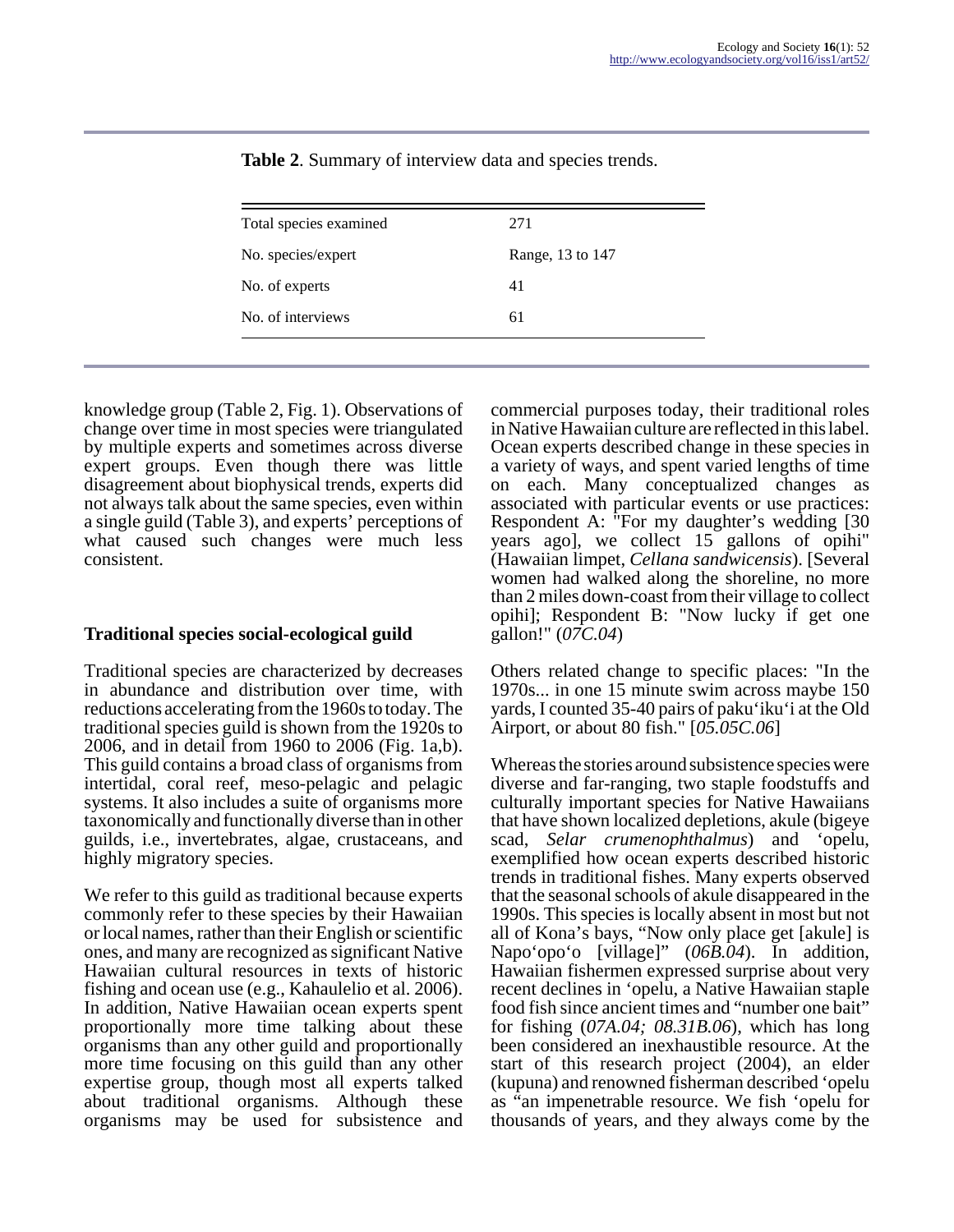**Table 2**. Summary of interview data and species trends.

| | |
|---|---|
| Total species examined | 271 |
| No. species/expert | Range, 13 to 147 |
| No. of experts | 41 |
| No. of interviews | 61 |

knowledge group (Table 2, Fig. 1). Observations of change over time in most species were triangulated by multiple experts and sometimes across diverse expert groups. Even though there was little disagreement about biophysical trends, experts did not always talk about the same species, even within a single guild (Table 3), and experts' perceptions of what caused such changes were much less consistent.

### Traditional species social-ecological guild

Traditional species are characterized by decreases in abundance and distribution over time, with reductions accelerating from the 1960s to today. The traditional species guild is shown from the 1920s to 2006, and in detail from 1960 to 2006 (Fig. 1a,b). This guild contains a broad class of organisms from intertidal, coral reef, meso-pelagic and pelagic systems. It also includes a suite of organisms more taxonomically and functionally diverse than in other guilds, i.e., invertebrates, algae, crustaceans, and highly migratory species.

We refer to this guild as traditional because experts commonly refer to these species by their Hawaiian or local names, rather than their English or scientific ones, and many are recognized as significant Native Hawaiian cultural resources in texts of historic fishing and ocean use (e.g., Kahaulelio et al. 2006). In addition, Native Hawaiian ocean experts spent proportionally more time talking about these organisms than any other guild and proportionally more time focusing on this guild than any other expertise group, though most all experts talked about traditional organisms. Although these organisms may be used for subsistence and commercial purposes today, their traditional roles in Native Hawaiian culture are reflected in this label. Ocean experts described change in these species in a variety of ways, and spent varied lengths of time on each. Many conceptualized changes as associated with particular events or use practices: Respondent A: "For my daughter's wedding [30 years ago], we collect 15 gallons of opihi" (Hawaiian limpet, *Cellana sandwicensis*). [Several women had walked along the shoreline, no more than 2 miles down-coast from their village to collect opihi]; Respondent B: "Now lucky if get one gallon!" (*07C.04*)

Others related change to specific places: "In the 1970s... in one 15 minute swim across maybe 150 yards, I counted 35-40 pairs of paku'iku'i at the Old Airport, or about 80 fish." [*05.05C.06*]

Whereas the stories around subsistence species were diverse and far-ranging, two staple foodstuffs and culturally important species for Native Hawaiians that have shown localized depletions, akule (bigeye scad, *Selar crumenophthalmus*) and 'opelu, exemplified how ocean experts described historic trends in traditional fishes. Many experts observed that the seasonal schools of akule disappeared in the 1990s. This species is locally absent in most but not all of Kona's bays, "Now only place get [akule] is Napo'opo'o [village]" (*06B.04*). In addition, Hawaiian fishermen expressed surprise about very recent declines in 'opelu, a Native Hawaiian staple food fish since ancient times and "number one bait" for fishing (*07A.04; 08.31B.06*), which has long been considered an inexhaustible resource. At the start of this research project (2004), an elder (kupuna) and renowned fisherman described 'opelu as "an impenetrable resource. We fish 'opelu for thousands of years, and they always come by the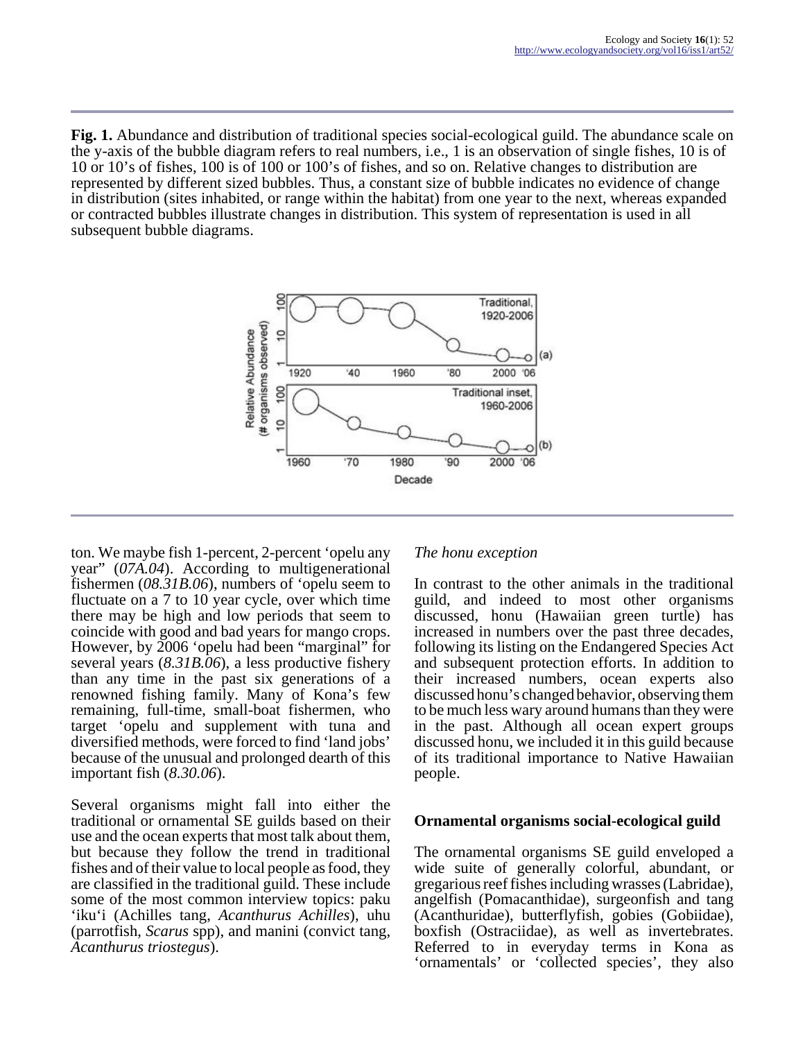**Fig. 1.** Abundance and distribution of traditional species social-ecological guild. The abundance scale on the y-axis of the bubble diagram refers to real numbers, i.e., 1 is an observation of single fishes, 10 is of 10 or 10's of fishes, 100 is of 100 or 100's of fishes, and so on. Relative changes to distribution are represented by different sized bubbles. Thus, a constant size of bubble indicates no evidence of change in distribution (sites inhabited, or range within the habitat) from one year to the next, whereas expanded or contracted bubbles illustrate changes in distribution. This system of representation is used in all subsequent bubble diagrams.

ton. We maybe fish 1-percent, 2-percent ‘opelu any year” (*07A.04*). According to multigenerational fishermen (*08.31B.06*), numbers of ‘opelu seem to fluctuate on a 7 to 10 year cycle, over which time there may be high and low periods that seem to coincide with good and bad years for mango crops. However, by 2006 ‘opelu had been “marginal” for several years (*8.31B.06*), a less productive fishery than any time in the past six generations of a renowned fishing family. Many of Kona's few remaining, full-time, small-boat fishermen, who target ‘opelu and supplement with tuna and diversified methods, were forced to find ‘land jobs’ because of the unusual and prolonged dearth of this important fish (*8.30.06*).

Several organisms might fall into either the traditional or ornamental SE guilds based on their use and the ocean experts that most talk about them, but because they follow the trend in traditional fishes and of their value to local people as food, they are classified in the traditional guild. These include some of the most common interview topics: paku ‘iku‘i (Achilles tang, *Acanthurus Achilles*), uhu (parrotfish, *Scarus* spp), and manini (convict tang, *Acanthurus triostegus*).

*The honu exception*

In contrast to the other animals in the traditional guild, and indeed to most other organisms discussed, honu (Hawaiian green turtle) has increased in numbers over the past three decades, following its listing on the Endangered Species Act and subsequent protection efforts. In addition to their increased numbers, ocean experts also discussed honu's changed behavior, observing them to be much less wary around humans than they were in the past. Although all ocean expert groups discussed honu, we included it in this guild because of its traditional importance to Native Hawaiian people.

## Ornamental organisms social-ecological guild

The ornamental organisms SE guild enveloped a wide suite of generally colorful, abundant, or gregarious reef fishes including wrasses (Labridae), angelfish (Pomacanthidae), surgeonfish and tang (Acanthuridae), butterflyfish, gobies (Gobiidae), boxfish (Ostraciidae), as well as invertebrates. Referred to in everyday terms in Kona as ‘ornamentals’ or ‘collected species’, they also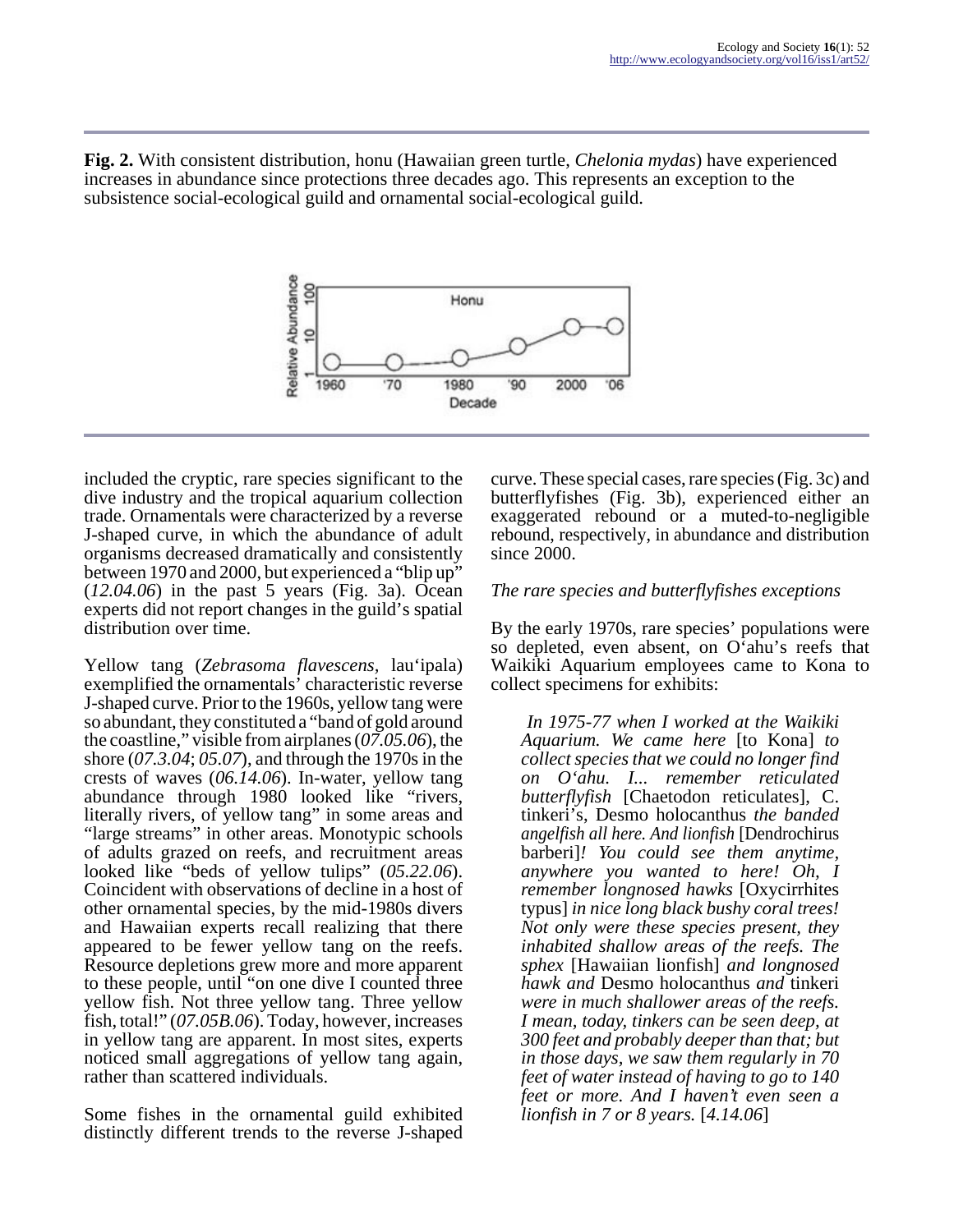**Fig. 2.** With consistent distribution, honu (Hawaiian green turtle, *Chelonia mydas*) have experienced increases in abundance since protections three decades ago. This represents an exception to the subsistence social-ecological guild and ornamental social-ecological guild.

included the cryptic, rare species significant to the dive industry and the tropical aquarium collection trade. Ornamentals were characterized by a reverse J-shaped curve, in which the abundance of adult organisms decreased dramatically and consistently between 1970 and 2000, but experienced a "blip up" (*12.04.06*) in the past 5 years (Fig. 3a). Ocean experts did not report changes in the guild's spatial distribution over time.

Yellow tang (*Zebrasoma flavescens*, lau'ipala) exemplified the ornamentals' characteristic reverse J-shaped curve. Prior to the 1960s, yellow tang were so abundant, they constituted a "band of gold around the coastline," visible from airplanes (*07.05.06*), the shore (*07.3.04*; *05.07*), and through the 1970s in the crests of waves (*06.14.06*). In-water, yellow tang abundance through 1980 looked like "rivers, literally rivers, of yellow tang" in some areas and "large streams" in other areas. Monotypic schools of adults grazed on reefs, and recruitment areas looked like "beds of yellow tulips" (*05.22.06*). Coincident with observations of decline in a host of other ornamental species, by the mid-1980s divers and Hawaiian experts recall realizing that there appeared to be fewer yellow tang on the reefs. Resource depletions grew more and more apparent to these people, until "on one dive I counted three yellow fish. Not three yellow tang. Three yellow fish, total!" (*07.05B.06*). Today, however, increases in yellow tang are apparent. In most sites, experts noticed small aggregations of yellow tang again, rather than scattered individuals.

Some fishes in the ornamental guild exhibited distinctly different trends to the reverse J-shaped curve. These special cases, rare species (Fig. 3c) and butterflyfishes (Fig. 3b), experienced either an exaggerated rebound or a muted-to-negligible rebound, respectively, in abundance and distribution since 2000.

*The rare species and butterflyfishes exceptions*

By the early 1970s, rare species' populations were so depleted, even absent, on O'ahu's reefs that Waikiki Aquarium employees came to Kona to collect specimens for exhibits:

> *In 1975-77 when I worked at the Waikiki Aquarium. We came here* [to Kona] *to collect species that we could no longer find on O'ahu. I... remember reticulated butterflyfish* [Chaetodon reticulates], C. tinkeri's, Desmo holocanthus *the banded angelfish all here. And lionfish* [Dendrochirus barberi]*! You could see them anytime, anywhere you wanted to here! Oh, I remember longnosed hawks* [Oxycirrhites typus] *in nice long black bushy coral trees! Not only were these species present, they inhabited shallow areas of the reefs. The sphex* [Hawaiian lionfish] *and longnosed hawk and* Desmo holocanthus *and* tinkeri *were in much shallower areas of the reefs. I mean, today, tinkers can be seen deep, at 300 feet and probably deeper than that; but in those days, we saw them regularly in 70 feet of water instead of having to go to 140 feet or more. And I haven't even seen a lionfish in 7 or 8 years.* [*4.14.06*]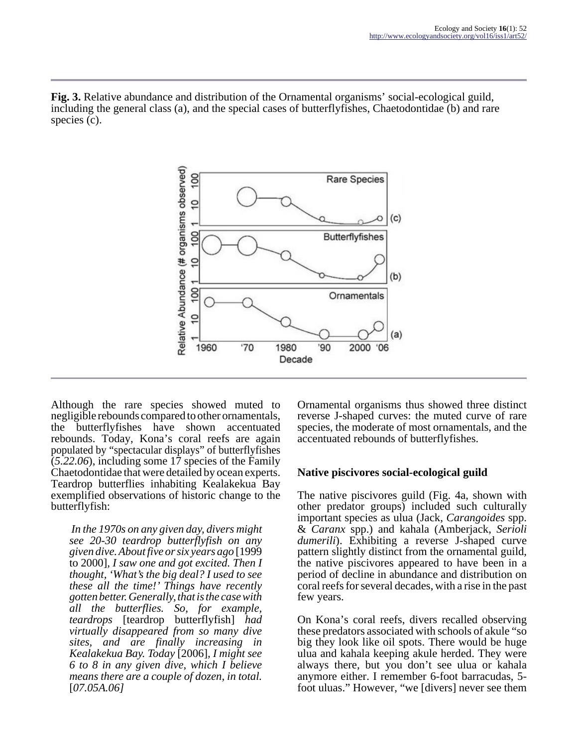**Fig. 3.** Relative abundance and distribution of the Ornamental organisms' social-ecological guild, including the general class (a), and the special cases of butterflyfishes, Chaetodontidae (b) and rare species (c).

Although the rare species showed muted to negligible rebounds compared to other ornamentals, the butterflyfishes have shown accentuated rebounds. Today, Kona's coral reefs are again populated by "spectacular displays" of butterflyfishes (*5.22.06*), including some 17 species of the Family Chaetodontidae that were detailed by ocean experts. Teardrop butterflies inhabiting Kealakekua Bay exemplified observations of historic change to the butterflyfish:

> *In the 1970s on any given day, divers might see 20-30 teardrop butterflyfish on any given dive. About five or six years ago* [1999 to 2000], *I saw one and got excited. Then I thought, 'What's the big deal? I used to see these all the time!' Things have recently gotten better. Generally, that is the case with all the butterflies. So, for example, teardrops* [teardrop butterflyfish] *had virtually disappeared from so many dive sites, and are finally increasing in Kealakekua Bay. Today* [2006], *I might see 6 to 8 in any given dive, which I believe means there are a couple of dozen, in total.* [*07.05A.06]*

Ornamental organisms thus showed three distinct reverse J-shaped curves: the muted curve of rare species, the moderate of most ornamentals, and the accentuated rebounds of butterflyfishes.

### Native piscivores social-ecological guild

The native piscivores guild (Fig. 4a, shown with other predator groups) included such culturally important species as ulua (Jack, *Carangoides* spp. & *Caranx* spp.) and kahala (Amberjack, *Serioli dumerili*). Exhibiting a reverse J-shaped curve pattern slightly distinct from the ornamental guild, the native piscivores appeared to have been in a period of decline in abundance and distribution on coral reefs for several decades, with a rise in the past few years.

On Kona's coral reefs, divers recalled observing these predators associated with schools of akule "so big they look like oil spots. There would be huge ulua and kahala keeping akule herded. They were always there, but you don't see ulua or kahala anymore either. I remember 6-foot barracudas, 5-foot uluas." However, "we [divers] never see them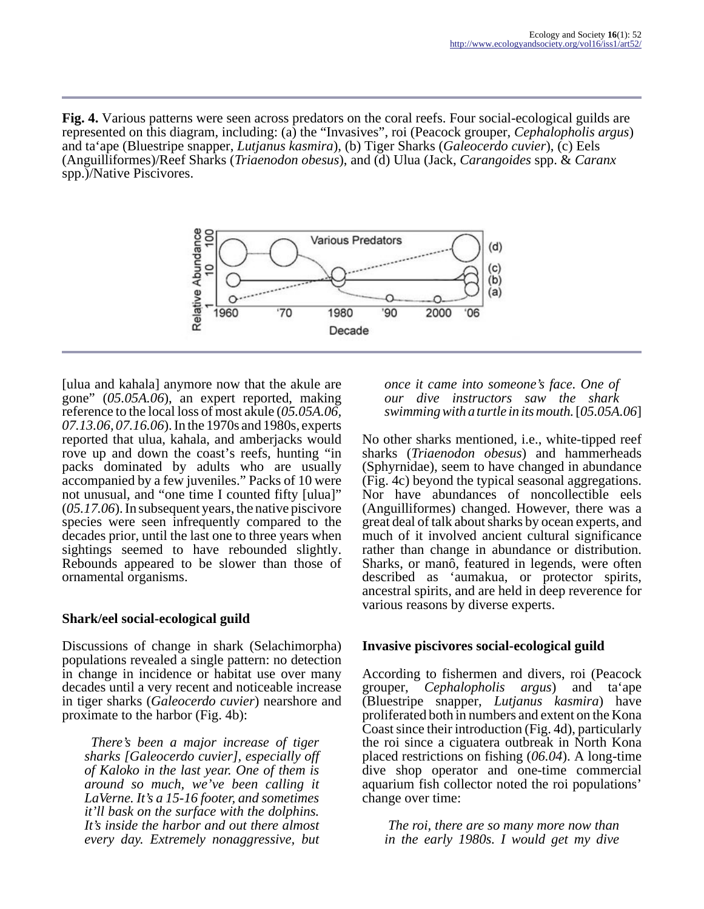**Fig. 4.** Various patterns were seen across predators on the coral reefs. Four social-ecological guilds are represented on this diagram, including: (a) the "Invasives", roi (Peacock grouper, *Cephalopholis argus*) and ta'ape (Bluestripe snapper, *Lutjanus kasmira*), (b) Tiger Sharks (*Galeocerdo cuvier*), (c) Eels (Anguilliformes)/Reef Sharks (*Triaenodon obesus*), and (d) Ulua (Jack, *Carangoides* spp. & *Caranx* spp.)/Native Piscivores.

[ulua and kahala] anymore now that the akule are gone" (*05.05A.06*), an expert reported, making reference to the local loss of most akule (*05.05A.06, 07.13.06, 07.16.06*). In the 1970s and 1980s, experts reported that ulua, kahala, and amberjacks would rove up and down the coast's reefs, hunting "in packs dominated by adults who are usually accompanied by a few juveniles." Packs of 10 were not unusual, and "one time I counted fifty [ulua]" (*05.17.06*). In subsequent years, the native piscivore species were seen infrequently compared to the decades prior, until the last one to three years when sightings seemed to have rebounded slightly. Rebounds appeared to be slower than those of ornamental organisms.

### Shark/eel social-ecological guild

Discussions of change in shark (Selachimorpha) populations revealed a single pattern: no detection in change in incidence or habitat use over many decades until a very recent and noticeable increase in tiger sharks (*Galeocerdo cuvier*) nearshore and proximate to the harbor (Fig. 4b):

> *There's been a major increase of tiger sharks [Galeocerdo cuvier], especially off of Kaloko in the last year. One of them is around so much, we've been calling it LaVerne. It's a 15-16 footer, and sometimes it'll bask on the surface with the dolphins. It's inside the harbor and out there almost every day. Extremely nonaggressive, but once it came into someone's face. One of our dive instructors saw the shark swimming with a turtle in its mouth.* [*05.05A.06*]

No other sharks mentioned, i.e., white-tipped reef sharks (*Triaenodon obesus*) and hammerheads (Sphyrnidae), seem to have changed in abundance (Fig. 4c) beyond the typical seasonal aggregations. Nor have abundances of noncollectible eels (Anguilliformes) changed. However, there was a great deal of talk about sharks by ocean experts, and much of it involved ancient cultural significance rather than change in abundance or distribution. Sharks, or manô, featured in legends, were often described as 'aumakua, or protector spirits, ancestral spirits, and are held in deep reverence for various reasons by diverse experts.

### Invasive piscivores social-ecological guild

According to fishermen and divers, roi (Peacock grouper, *Cephalopholis argus*) and ta'ape (Bluestripe snapper, *Lutjanus kasmira*) have proliferated both in numbers and extent on the Kona Coast since their introduction (Fig. 4d), particularly the roi since a ciguatera outbreak in North Kona placed restrictions on fishing (*06.04*). A long-time dive shop operator and one-time commercial aquarium fish collector noted the roi populations' change over time:

> *The roi, there are so many more now than in the early 1980s. I would get my dive*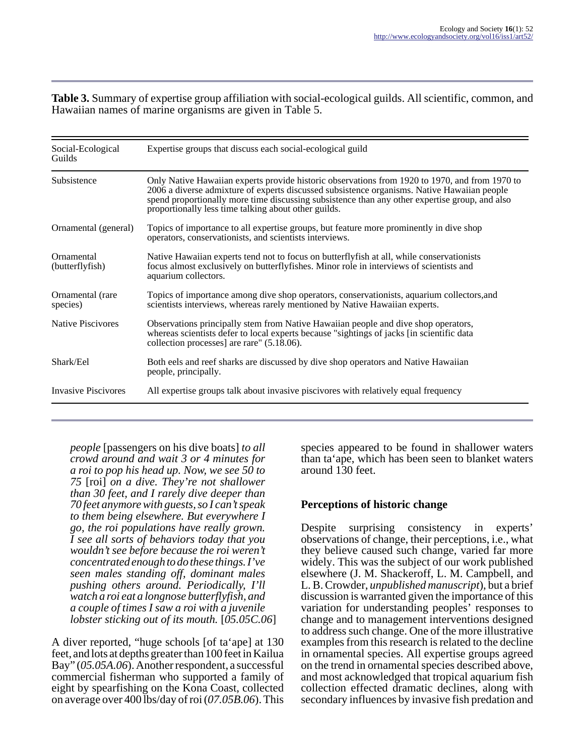**Table 3.** Summary of expertise group affiliation with social-ecological guilds. All scientific, common, and Hawaiian names of marine organisms are given in Table 5.

| Social-Ecological Guilds | Expertise groups that discuss each social-ecological guild |
| --- | --- |
| Subsistence | Only Native Hawaiian experts provide historic observations from 1920 to 1970, and from 1970 to 2006 a diverse admixture of experts discussed subsistence organisms. Native Hawaiian people spend proportionally more time discussing subsistence than any other expertise group, and also proportionally less time talking about other guilds. |
| Ornamental (general) | Topics of importance to all expertise groups, but feature more prominently in dive shop operators, conservationists, and scientists interviews. |
| Ornamental (butterflyfish) | Native Hawaiian experts tend not to focus on butterflyfish at all, while conservationists focus almost exclusively on butterflyfishes. Minor role in interviews of scientists and aquarium collectors. |
| Ornamental (rare species) | Topics of importance among dive shop operators, conservationists, aquarium collectors,and scientists interviews, whereas rarely mentioned by Native Hawaiian experts. |
| Native Piscivores | Observations principally stem from Native Hawaiian people and dive shop operators, whereas scientists defer to local experts because "sightings of jacks [in scientific data collection processes] are rare" (5.18.06). |
| Shark/Eel | Both eels and reef sharks are discussed by dive shop operators and Native Hawaiian people, principally. |
| Invasive Piscivores | All expertise groups talk about invasive piscivores with relatively equal frequency |

> *people* [passengers on his dive boats] *to all crowd around and wait 3 or 4 minutes for a roi to pop his head up. Now, we see 50 to 75* [roi] *on a dive. They're not shallower than 30 feet, and I rarely dive deeper than 70 feet anymore with guests, so I can't speak to them being elsewhere. But everywhere I go, the roi populations have really grown. I see all sorts of behaviors today that you wouldn't see before because the roi weren't concentrated enough to do these things. I've seen males standing off, dominant males pushing others around. Periodically, I'll watch a roi eat a longnose butterflyfish, and a couple of times I saw a roi with a juvenile lobster sticking out of its mouth.* [*05.05C.06*]

A diver reported, "huge schools [of ta'ape] at 130 feet, and lots at depths greater than 100 feet in Kailua Bay" (*05.05A.06*). Another respondent, a successful commercial fisherman who supported a family of eight by spearfishing on the Kona Coast, collected on average over 400 lbs/day of roi (*07.05B.06*). This species appeared to be found in shallower waters than ta'ape, which has been seen to blanket waters around 130 feet.

## Perceptions of historic change

Despite surprising consistency in experts' observations of change, their perceptions, i.e., what they believe caused such change, varied far more widely. This was the subject of our work published elsewhere (J. M. Shackeroff, L. M. Campbell, and L. B. Crowder, *unpublished manuscript*), but a brief discussion is warranted given the importance of this variation for understanding peoples' responses to change and to management interventions designed to address such change. One of the more illustrative examples from this research is related to the decline in ornamental species. All expertise groups agreed on the trend in ornamental species described above, and most acknowledged that tropical aquarium fish collection effected dramatic declines, along with secondary influences by invasive fish predation and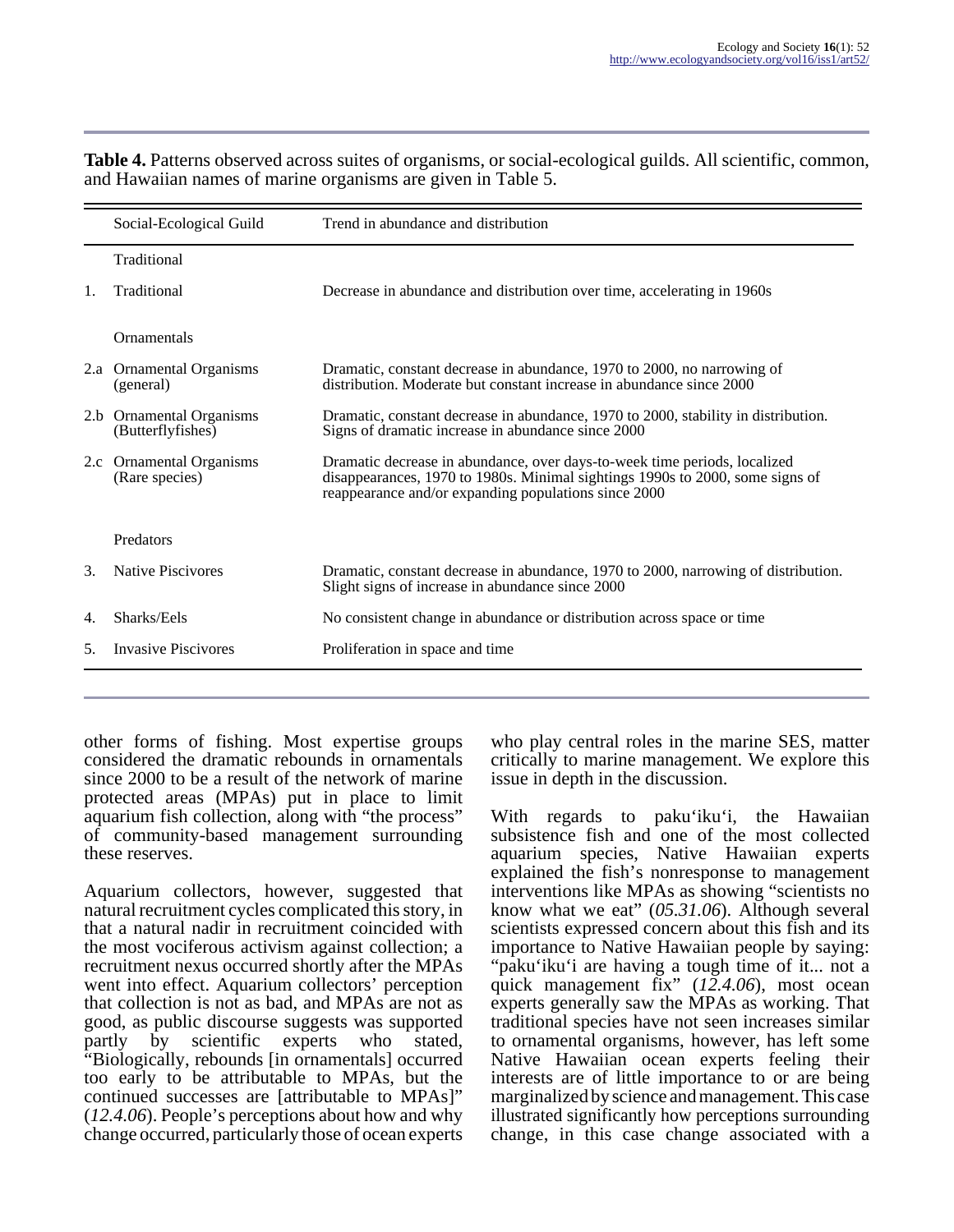**Table 4.** Patterns observed across suites of organisms, or social-ecological guilds. All scientific, common, and Hawaiian names of marine organisms are given in Table 5.

| | Social-Ecological Guild | Trend in abundance and distribution |
|---|---|---|
| | Traditional | |
| 1. | Traditional | Decrease in abundance and distribution over time, accelerating in 1960s |
| | Ornamentals | |
| 2.a | Ornamental Organisms (general) | Dramatic, constant decrease in abundance, 1970 to 2000, no narrowing of distribution. Moderate but constant increase in abundance since 2000 |
| 2.b | Ornamental Organisms (Butterflyfishes) | Dramatic, constant decrease in abundance, 1970 to 2000, stability in distribution. Signs of dramatic increase in abundance since 2000 |
| 2.c | Ornamental Organisms (Rare species) | Dramatic decrease in abundance, over days-to-week time periods, localized disappearances, 1970 to 1980s. Minimal sightings 1990s to 2000, some signs of reappearance and/or expanding populations since 2000 |
| | Predators | |
| 3. | Native Piscivores | Dramatic, constant decrease in abundance, 1970 to 2000, narrowing of distribution. Slight signs of increase in abundance since 2000 |
| 4. | Sharks/Eels | No consistent change in abundance or distribution across space or time |
| 5. | Invasive Piscivores | Proliferation in space and time |

other forms of fishing. Most expertise groups considered the dramatic rebounds in ornamentals since 2000 to be a result of the network of marine protected areas (MPAs) put in place to limit aquarium fish collection, along with "the process" of community-based management surrounding these reserves.

Aquarium collectors, however, suggested that natural recruitment cycles complicated this story, in that a natural nadir in recruitment coincided with the most vociferous activism against collection; a recruitment nexus occurred shortly after the MPAs went into effect. Aquarium collectors' perception that collection is not as bad, and MPAs are not as good, as public discourse suggests was supported partly by scientific experts who stated, "Biologically, rebounds [in ornamentals] occurred too early to be attributable to MPAs, but the continued successes are [attributable to MPAs]" (*12.4.06*). People's perceptions about how and why change occurred, particularly those of ocean experts who play central roles in the marine SES, matter critically to marine management. We explore this issue in depth in the discussion.

With regards to paku'iku'i, the Hawaiian subsistence fish and one of the most collected aquarium species, Native Hawaiian experts explained the fish's nonresponse to management interventions like MPAs as showing "scientists no know what we eat" (*05.31.06*). Although several scientists expressed concern about this fish and its importance to Native Hawaiian people by saying: "paku'iku'i are having a tough time of it... not a quick management fix" (*12.4.06*), most ocean experts generally saw the MPAs as working. That traditional species have not seen increases similar to ornamental organisms, however, has left some Native Hawaiian ocean experts feeling their interests are of little importance to or are being marginalized by science and management. This case illustrated significantly how perceptions surrounding change, in this case change associated with a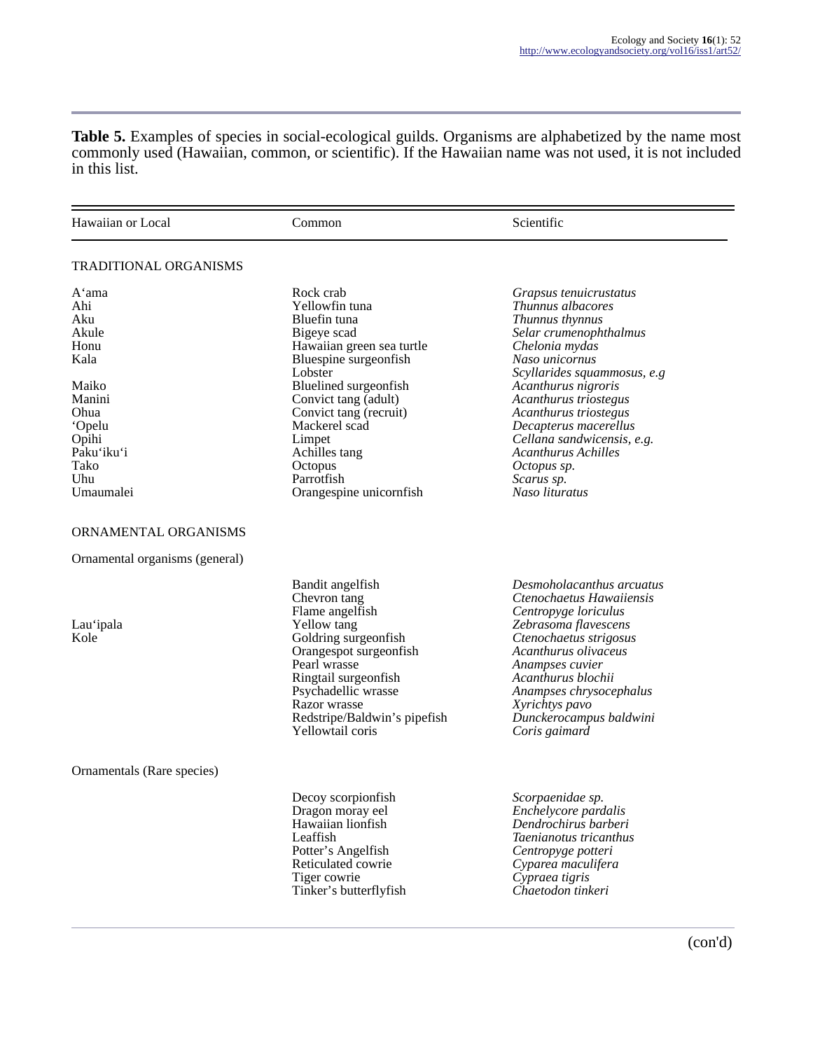**Table 5.** Examples of species in social-ecological guilds. Organisms are alphabetized by the name most commonly used (Hawaiian, common, or scientific). If the Hawaiian name was not used, it is not included in this list.

| Hawaiian or Local | Common | Scientific |
|---|---|---|
| TRADITIONAL ORGANISMS | | |
| A‘ama | Rock crab | *Grapsus tenuicrustatus* |
| Ahi | Yellowfin tuna | *Thunnus albacores* |
| Aku | Bluefin tuna | *Thunnus thynnus* |
| Akule | Bigeye scad | *Selar crumenophthalmus* |
| Honu | Hawaiian green sea turtle | *Chelonia mydas* |
| Kala | Bluespine surgeonfish | *Naso unicornus* |
| | Lobster | *Scyllarides squammosus, e.g* |
| Maiko | Bluelined surgeonfish | *Acanthurus nigroris* |
| Manini | Convict tang (adult) | *Acanthurus triostegus* |
| Ohua | Convict tang (recruit) | *Acanthurus triostegus* |
| ‘Opelu | Mackerel scad | *Decapterus macerellus* |
| Opihi | Limpet | *Cellana sandwicensis, e.g.* |
| Paku‘iku‘i | Achilles tang | *Acanthurus Achilles* |
| Tako | Octopus | *Octopus sp.* |
| Uhu | Parrotfish | *Scarus sp.* |
| Umaumalei | Orangespine unicornfish | *Naso lituratus* |
| ORNAMENTAL ORGANISMS | | |
| Ornamental organisms (general) | | |
| | Bandit angelfish | *Desmoholacanthus arcuatus* |
| | Chevron tang | *Ctenochaetus Hawaiiensis* |
| | Flame angelfish | *Centropyge loriculus* |
| Lau‘ipala | Yellow tang | *Zebrasoma flavescens* |
| Kole | Goldring surgeonfish | *Ctenochaetus strigosus* |
| | Orangespot surgeonfish | *Acanthurus olivaceus* |
| | Pearl wrasse | *Anampses cuvier* |
| | Ringtail surgeonfish | *Acanthurus blochii* |
| | Psychadellic wrasse | *Anampses chrysocephalus* |
| | Razor wrasse | *Xyrichtys pavo* |
| | Redstripe/Baldwin’s pipefish | *Dunckerocampus baldwini* |
| | Yellowtail coris | *Coris gaimard* |
| Ornamentals (Rare species) | | |
| | Decoy scorpionfish | *Scorpaenidae sp.* |
| | Dragon moray eel | *Enchelycore pardalis* |
| | Hawaiian lionfish | *Dendrochirus barberi* |
| | Leaffish | *Taenianotus tricanthus* |
| | Potter’s Angelfish | *Centropyge potteri* |
| | Reticulated cowrie | *Cyparea maculifera* |
| | Tiger cowrie | *Cypraea tigris* |
| | Tinker’s butterflyfish | *Chaetodon tinkeri* |

(con'd)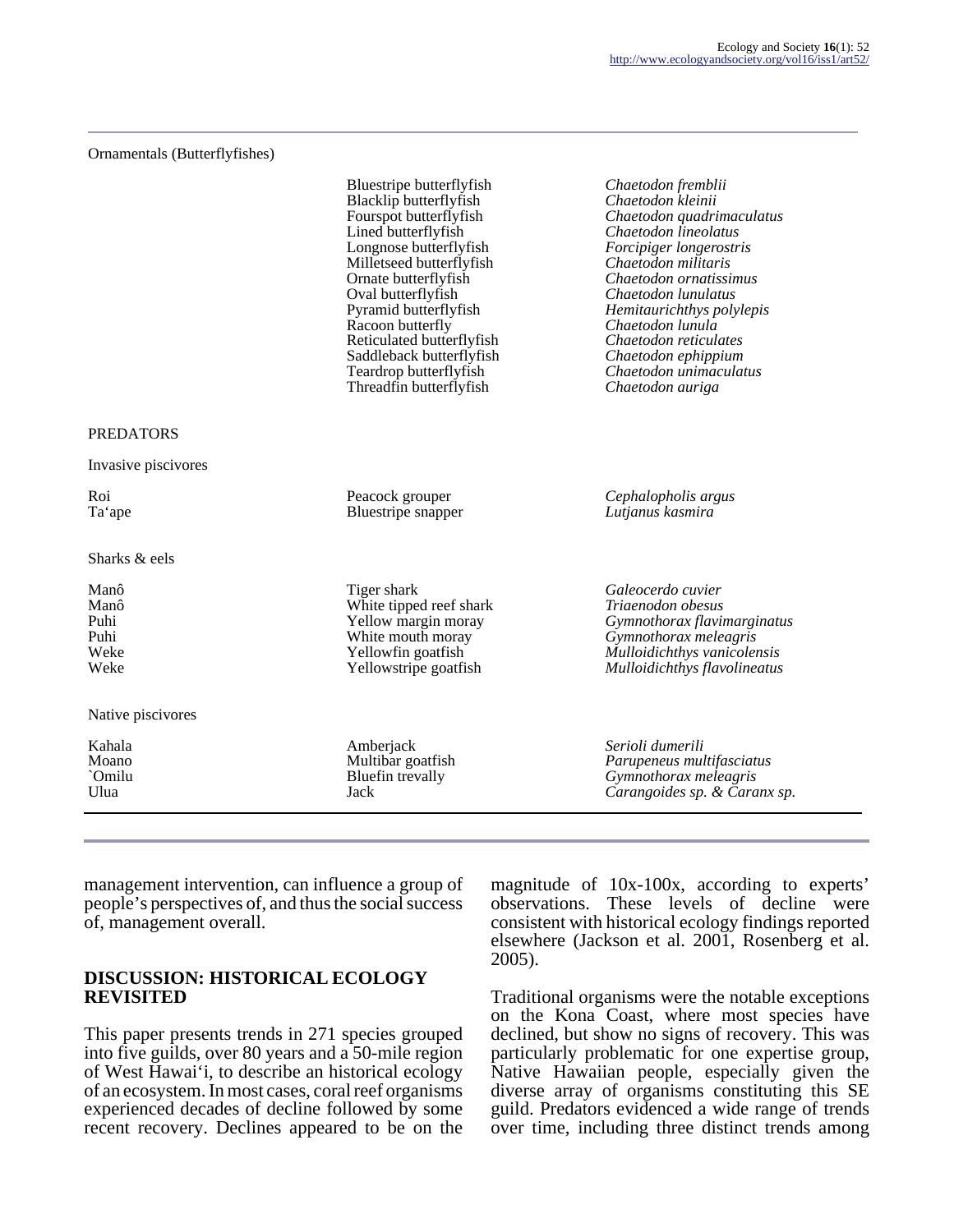| | | |
|---|---|---|
| Ornamentals (Butterflyfishes) | | |
| | Bluestripe butterflyfish | *Chaetodon fremblii* |
| | Blacklip butterflyfish | *Chaetodon kleinii* |
| | Fourspot butterflyfish | *Chaetodon quadrimaculatus* |
| | Lined butterflyfish | *Chaetodon lineolatus* |
| | Longnose butterflyfish | *Forcipiger longerostris* |
| | Milletseed butterflyfish | *Chaetodon militaris* |
| | Ornate butterflyfish | *Chaetodon ornatissimus* |
| | Oval butterflyfish | *Chaetodon lunulatus* |
| | Pyramid butterflyfish | *Hemitaurichthys polylepis* |
| | Racoon butterfly | *Chaetodon lunula* |
| | Reticulated butterflyfish | *Chaetodon reticulates* |
| | Saddleback butterflyfish | *Chaetodon ephippium* |
| | Teardrop butterflyfish | *Chaetodon unimaculatus* |
| | Threadfin butterflyfish | *Chaetodon auriga* |
| PREDATORS | | |
| Invasive piscivores | | |
| Roi | Peacock grouper | *Cephalopholis argus* |
| Ta‘ape | Bluestripe snapper | *Lutjanus kasmira* |
| Sharks & eels | | |
| Manô | Tiger shark | *Galeocerdo cuvier* |
| Manô | White tipped reef shark | *Triaenodon obesus* |
| Puhi | Yellow margin moray | *Gymnothorax flavimarginatus* |
| Puhi | White mouth moray | *Gymnothorax meleagris* |
| Weke | Yellowfin goatfish | *Mulloidichthys vanicolensis* |
| Weke | Yellowstripe goatfish | *Mulloidichthys flavolineatus* |
| Native piscivores | | |
| Kahala | Amberjack | *Serioli dumerili* |
| Moano | Multibar goatfish | *Parupeneus multifasciatus* |
| `Omilu | Bluefin trevally | *Gymnothorax meleagris* |
| Ulua | Jack | *Carangoides sp. & Caranx sp.* |

management intervention, can influence a group of people's perspectives of, and thus the social success of, management overall.

## DISCUSSION: HISTORICAL ECOLOGY REVISITED

This paper presents trends in 271 species grouped into five guilds, over 80 years and a 50-mile region of West Hawai‘i, to describe an historical ecology of an ecosystem. In most cases, coral reef organisms experienced decades of decline followed by some recent recovery. Declines appeared to be on the magnitude of 10x-100x, according to experts' observations. These levels of decline were consistent with historical ecology findings reported elsewhere (Jackson et al. 2001, Rosenberg et al. 2005).

Traditional organisms were the notable exceptions on the Kona Coast, where most species have declined, but show no signs of recovery. This was particularly problematic for one expertise group, Native Hawaiian people, especially given the diverse array of organisms constituting this SE guild. Predators evidenced a wide range of trends over time, including three distinct trends among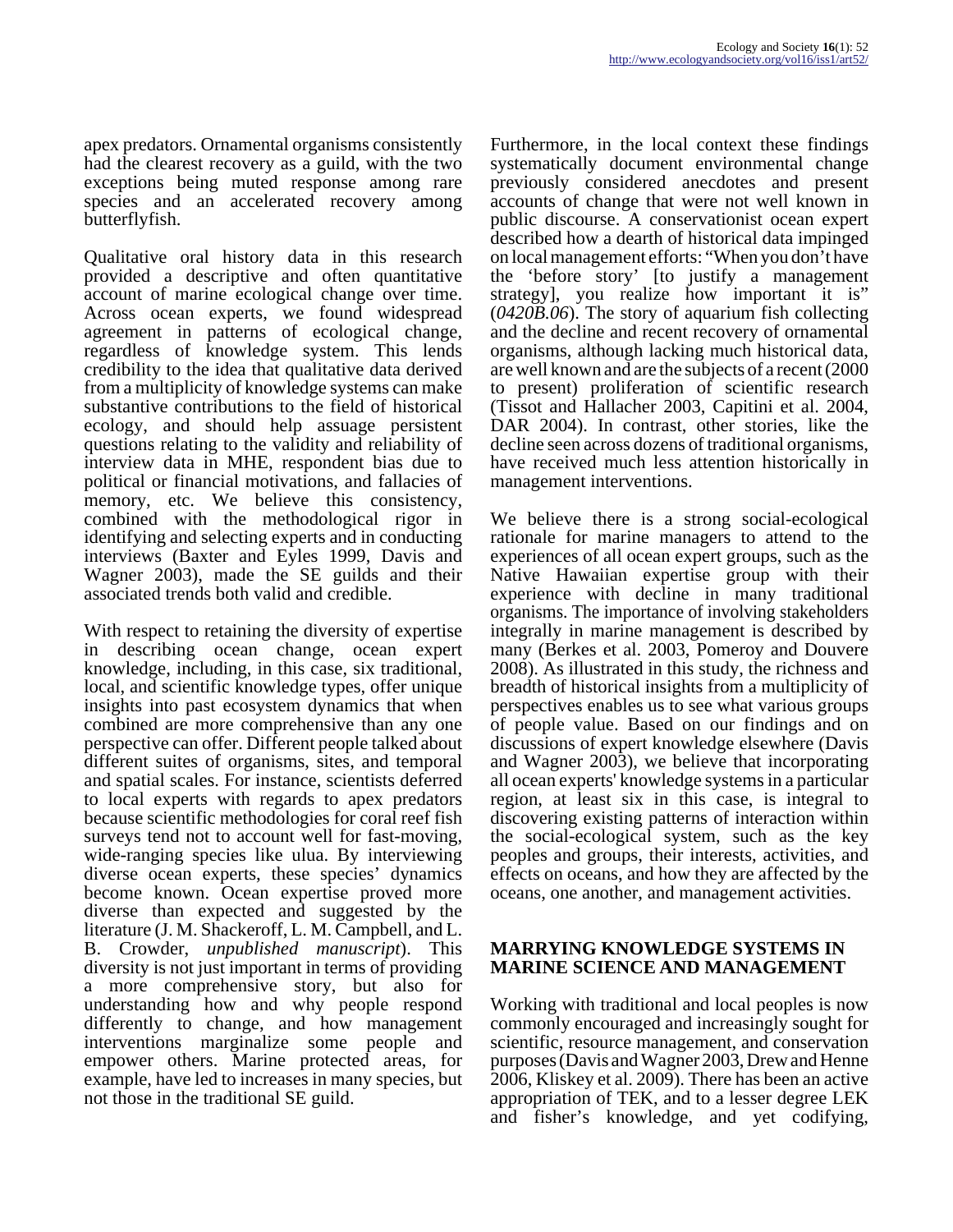apex predators. Ornamental organisms consistently had the clearest recovery as a guild, with the two exceptions being muted response among rare species and an accelerated recovery among butterflyfish.

Qualitative oral history data in this research provided a descriptive and often quantitative account of marine ecological change over time. Across ocean experts, we found widespread agreement in patterns of ecological change, regardless of knowledge system. This lends credibility to the idea that qualitative data derived from a multiplicity of knowledge systems can make substantive contributions to the field of historical ecology, and should help assuage persistent questions relating to the validity and reliability of interview data in MHE, respondent bias due to political or financial motivations, and fallacies of memory, etc. We believe this consistency, combined with the methodological rigor in identifying and selecting experts and in conducting interviews (Baxter and Eyles 1999, Davis and Wagner 2003), made the SE guilds and their associated trends both valid and credible.

With respect to retaining the diversity of expertise in describing ocean change, ocean expert knowledge, including, in this case, six traditional, local, and scientific knowledge types, offer unique insights into past ecosystem dynamics that when combined are more comprehensive than any one perspective can offer. Different people talked about different suites of organisms, sites, and temporal and spatial scales. For instance, scientists deferred to local experts with regards to apex predators because scientific methodologies for coral reef fish surveys tend not to account well for fast-moving, wide-ranging species like ulua. By interviewing diverse ocean experts, these species' dynamics become known. Ocean expertise proved more diverse than expected and suggested by the literature (J. M. Shackeroff, L. M. Campbell, and L. B. Crowder, *unpublished manuscript*). This diversity is not just important in terms of providing a more comprehensive story, but also for understanding how and why people respond differently to change, and how management interventions marginalize some people and empower others. Marine protected areas, for example, have led to increases in many species, but not those in the traditional SE guild.

Furthermore, in the local context these findings systematically document environmental change previously considered anecdotes and present accounts of change that were not well known in public discourse. A conservationist ocean expert described how a dearth of historical data impinged on local management efforts: "When you don't have the 'before story' [to justify a management strategy], you realize how important it is" (*0420B.06*). The story of aquarium fish collecting and the decline and recent recovery of ornamental organisms, although lacking much historical data, are well known and are the subjects of a recent (2000 to present) proliferation of scientific research (Tissot and Hallacher 2003, Capitini et al. 2004, DAR 2004). In contrast, other stories, like the decline seen across dozens of traditional organisms, have received much less attention historically in management interventions.

We believe there is a strong social-ecological rationale for marine managers to attend to the experiences of all ocean expert groups, such as the Native Hawaiian expertise group with their experience with decline in many traditional organisms. The importance of involving stakeholders integrally in marine management is described by many (Berkes et al. 2003, Pomeroy and Douvere 2008). As illustrated in this study, the richness and breadth of historical insights from a multiplicity of perspectives enables us to see what various groups of people value. Based on our findings and on discussions of expert knowledge elsewhere (Davis and Wagner 2003), we believe that incorporating all ocean experts' knowledge systems in a particular region, at least six in this case, is integral to discovering existing patterns of interaction within the social-ecological system, such as the key peoples and groups, their interests, activities, and effects on oceans, and how they are affected by the oceans, one another, and management activities.

## MARRYING KNOWLEDGE SYSTEMS IN MARINE SCIENCE AND MANAGEMENT

Working with traditional and local peoples is now commonly encouraged and increasingly sought for scientific, resource management, and conservation purposes (Davis and Wagner 2003, Drew and Henne 2006, Kliskey et al. 2009). There has been an active appropriation of TEK, and to a lesser degree LEK and fisher's knowledge, and yet codifying,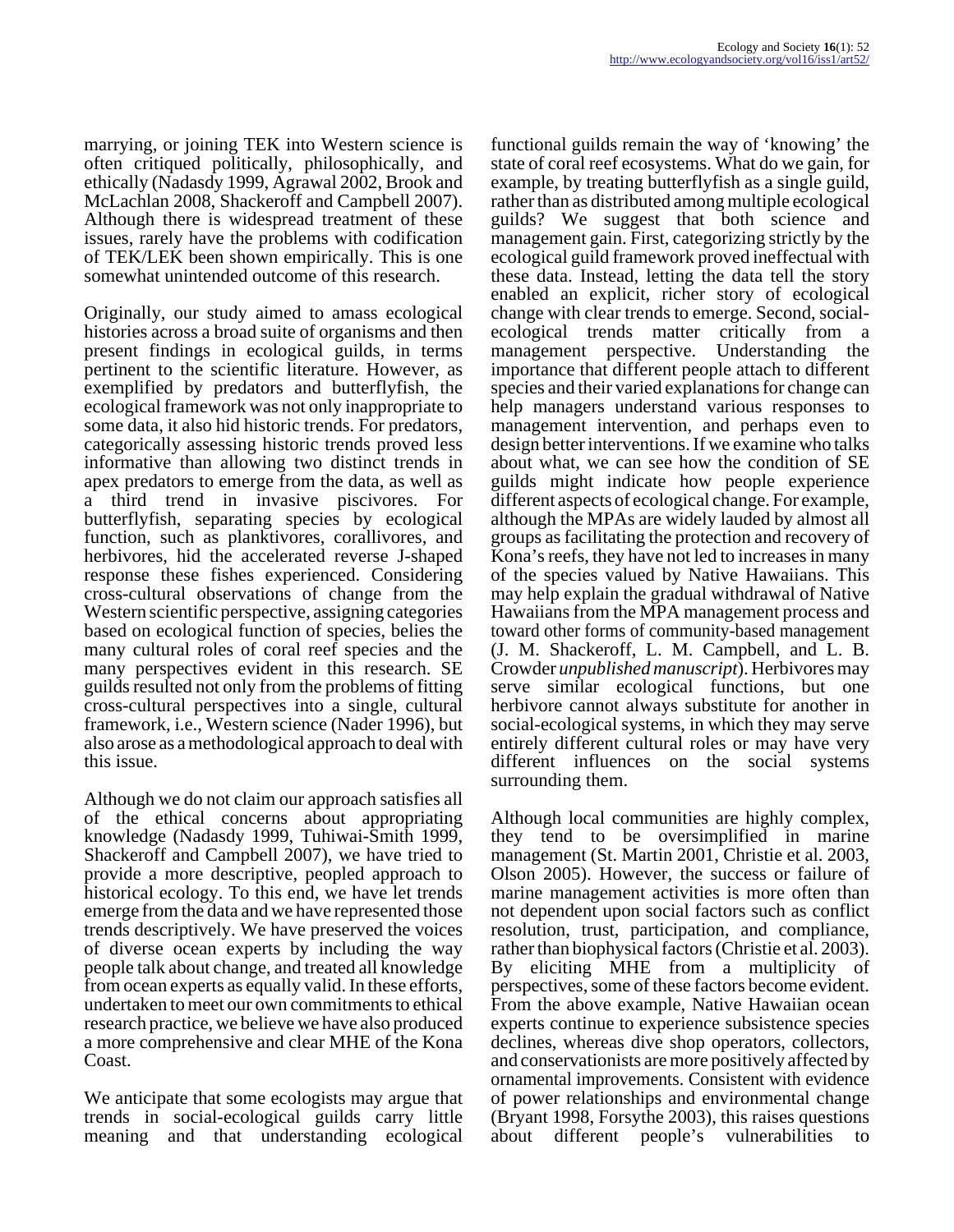marrying, or joining TEK into Western science is often critiqued politically, philosophically, and ethically (Nadasdy 1999, Agrawal 2002, Brook and McLachlan 2008, Shackeroff and Campbell 2007). Although there is widespread treatment of these issues, rarely have the problems with codification of TEK/LEK been shown empirically. This is one somewhat unintended outcome of this research.

Originally, our study aimed to amass ecological histories across a broad suite of organisms and then present findings in ecological guilds, in terms pertinent to the scientific literature. However, as exemplified by predators and butterflyfish, the ecological framework was not only inappropriate to some data, it also hid historic trends. For predators, categorically assessing historic trends proved less informative than allowing two distinct trends in apex predators to emerge from the data, as well as a third trend in invasive piscivores. For butterflyfish, separating species by ecological function, such as planktivores, corallivores, and herbivores, hid the accelerated reverse J-shaped response these fishes experienced. Considering cross-cultural observations of change from the Western scientific perspective, assigning categories based on ecological function of species, belies the many cultural roles of coral reef species and the many perspectives evident in this research. SE guilds resulted not only from the problems of fitting cross-cultural perspectives into a single, cultural framework, i.e., Western science (Nader 1996), but also arose as a methodological approach to deal with this issue.

Although we do not claim our approach satisfies all of the ethical concerns about appropriating knowledge (Nadasdy 1999, Tuhiwai-Smith 1999, Shackeroff and Campbell 2007), we have tried to provide a more descriptive, peopled approach to historical ecology. To this end, we have let trends emerge from the data and we have represented those trends descriptively. We have preserved the voices of diverse ocean experts by including the way people talk about change, and treated all knowledge from ocean experts as equally valid. In these efforts, undertaken to meet our own commitments to ethical research practice, we believe we have also produced a more comprehensive and clear MHE of the Kona Coast.

We anticipate that some ecologists may argue that trends in social-ecological guilds carry little meaning and that understanding ecological functional guilds remain the way of 'knowing' the state of coral reef ecosystems. What do we gain, for example, by treating butterflyfish as a single guild, rather than as distributed among multiple ecological guilds? We suggest that both science and management gain. First, categorizing strictly by the ecological guild framework proved ineffectual with these data. Instead, letting the data tell the story enabled an explicit, richer story of ecological change with clear trends to emerge. Second, social-ecological trends matter critically from a management perspective. Understanding the importance that different people attach to different species and their varied explanations for change can help managers understand various responses to management intervention, and perhaps even to design better interventions. If we examine who talks about what, we can see how the condition of SE guilds might indicate how people experience different aspects of ecological change. For example, although the MPAs are widely lauded by almost all groups as facilitating the protection and recovery of Kona's reefs, they have not led to increases in many of the species valued by Native Hawaiians. This may help explain the gradual withdrawal of Native Hawaiians from the MPA management process and toward other forms of community-based management (J. M. Shackeroff, L. M. Campbell, and L. B. Crowder *unpublished manuscript*). Herbivores may serve similar ecological functions, but one herbivore cannot always substitute for another in social-ecological systems, in which they may serve entirely different cultural roles or may have very different influences on the social systems surrounding them.

Although local communities are highly complex, they tend to be oversimplified in marine management (St. Martin 2001, Christie et al. 2003, Olson 2005). However, the success or failure of marine management activities is more often than not dependent upon social factors such as conflict resolution, trust, participation, and compliance, rather than biophysical factors (Christie et al. 2003). By eliciting MHE from a multiplicity of perspectives, some of these factors become evident. From the above example, Native Hawaiian ocean experts continue to experience subsistence species declines, whereas dive shop operators, collectors, and conservationists are more positively affected by ornamental improvements. Consistent with evidence of power relationships and environmental change (Bryant 1998, Forsythe 2003), this raises questions about different people's vulnerabilities to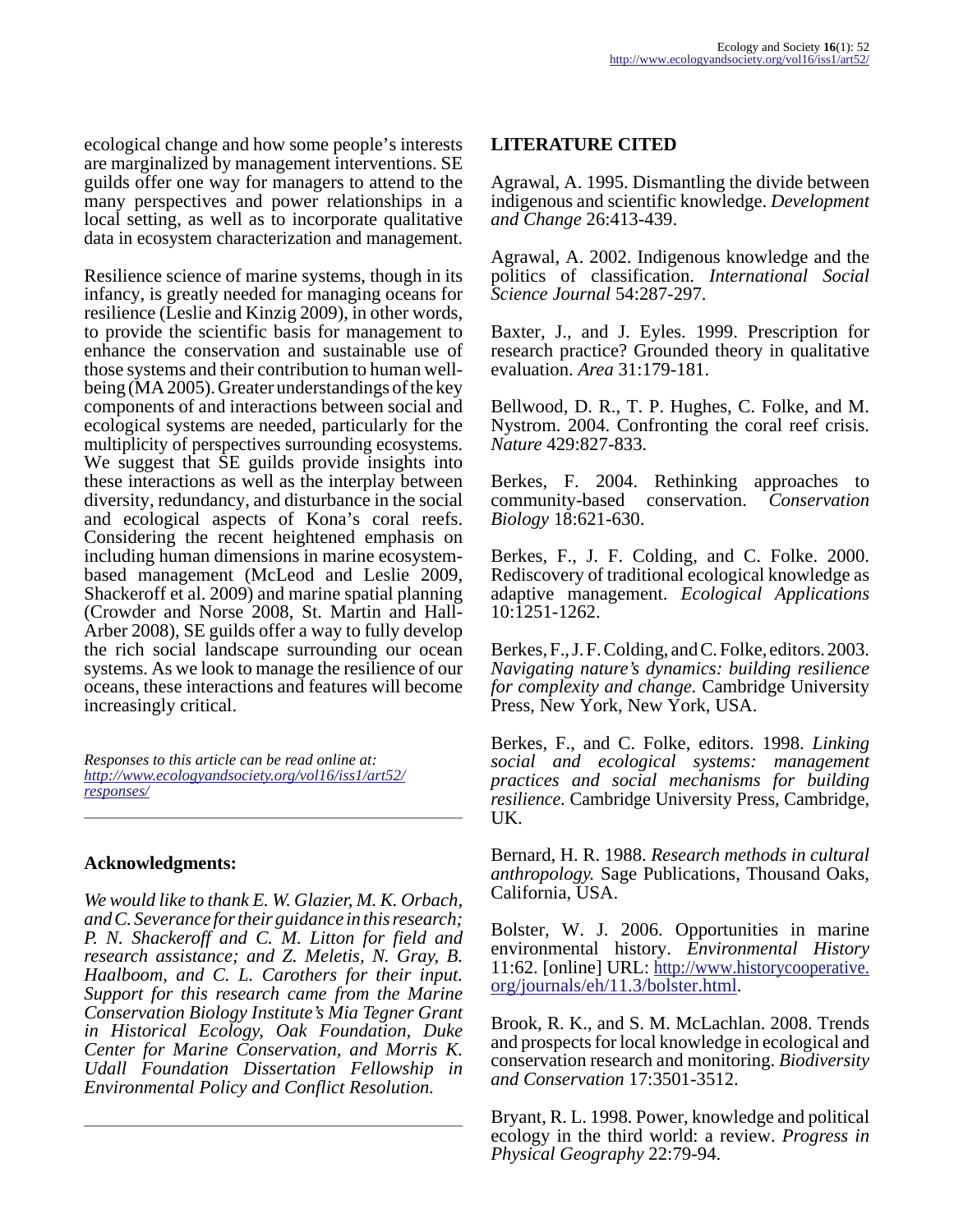ecological change and how some people's interests are marginalized by management interventions. SE guilds offer one way for managers to attend to the many perspectives and power relationships in a local setting, as well as to incorporate qualitative data in ecosystem characterization and management.

Resilience science of marine systems, though in its infancy, is greatly needed for managing oceans for resilience (Leslie and Kinzig 2009), in other words, to provide the scientific basis for management to enhance the conservation and sustainable use of those systems and their contribution to human well-being (MA 2005). Greater understandings of the key components of and interactions between social and ecological systems are needed, particularly for the multiplicity of perspectives surrounding ecosystems. We suggest that SE guilds provide insights into these interactions as well as the interplay between diversity, redundancy, and disturbance in the social and ecological aspects of Kona's coral reefs. Considering the recent heightened emphasis on including human dimensions in marine ecosystem-based management (McLeod and Leslie 2009, Shackeroff et al. 2009) and marine spatial planning (Crowder and Norse 2008, St. Martin and Hall-Arber 2008), SE guilds offer a way to fully develop the rich social landscape surrounding our ocean systems. As we look to manage the resilience of our oceans, these interactions and features will become increasingly critical.

*Responses to this article can be read online at:* [http://www.ecologyandsociety.org/vol16/iss1/art52/responses/](http://www.ecologyandsociety.org/vol16/iss1/art52/responses/)

## Acknowledgments:

*We would like to thank E. W. Glazier, M. K. Orbach, and C. Severance for their guidance in this research; P. N. Shackeroff and C. M. Litton for field and research assistance; and Z. Meletis, N. Gray, B. Haalboom, and C. L. Carothers for their input. Support for this research came from the Marine Conservation Biology Institute's Mia Tegner Grant in Historical Ecology, Oak Foundation, Duke Center for Marine Conservation, and Morris K. Udall Foundation Dissertation Fellowship in Environmental Policy and Conflict Resolution.*

## LITERATURE CITED

Agrawal, A. 1995. Dismantling the divide between indigenous and scientific knowledge. *Development and Change* 26:413-439.

Agrawal, A. 2002. Indigenous knowledge and the politics of classification. *International Social Science Journal* 54:287-297.

Baxter, J., and J. Eyles. 1999. Prescription for research practice? Grounded theory in qualitative evaluation. *Area* 31:179-181.

Bellwood, D. R., T. P. Hughes, C. Folke, and M. Nystrom. 2004. Confronting the coral reef crisis. *Nature* 429:827-833.

Berkes, F. 2004. Rethinking approaches to community-based conservation. *Conservation Biology* 18:621-630.

Berkes, F., J. F. Colding, and C. Folke. 2000. Rediscovery of traditional ecological knowledge as adaptive management. *Ecological Applications* 10:1251-1262.

Berkes, F., J. F. Colding, and C. Folke, editors. 2003. *Navigating nature's dynamics: building resilience for complexity and change*. Cambridge University Press, New York, New York, USA.

Berkes, F., and C. Folke, editors. 1998. *Linking social and ecological systems: management practices and social mechanisms for building resilience*. Cambridge University Press, Cambridge, UK.

Bernard, H. R. 1988. *Research methods in cultural anthropology.* Sage Publications, Thousand Oaks, California, USA.

Bolster, W. J. 2006. Opportunities in marine environmental history. *Environmental History* 11:62. [online] URL: [http://www.historycooperative.org/journals/eh/11.3/bolster.html](http://www.historycooperative.org/journals/eh/11.3/bolster.html).

Brook, R. K., and S. M. McLachlan. 2008. Trends and prospects for local knowledge in ecological and conservation research and monitoring. *Biodiversity and Conservation* 17:3501-3512.

Bryant, R. L. 1998. Power, knowledge and political ecology in the third world: a review. *Progress in Physical Geography* 22:79-94.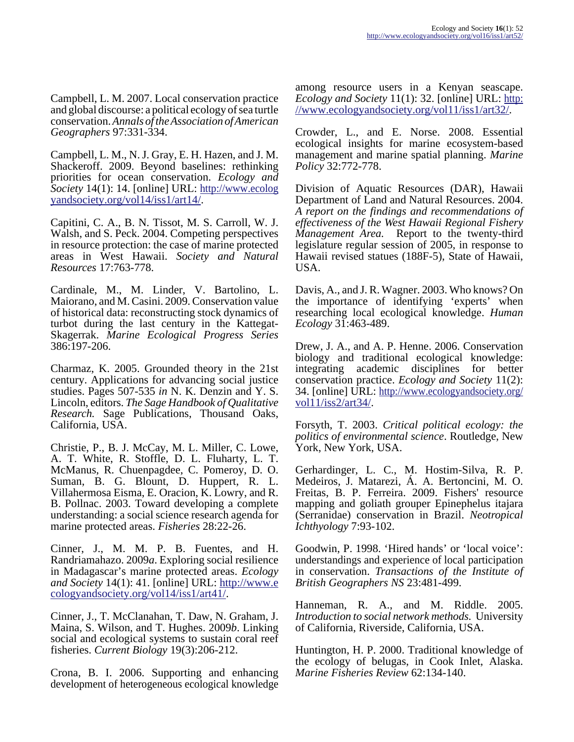Campbell, L. M. 2007. Local conservation practice and global discourse: a political ecology of sea turtle conservation. *Annals of the Association of American Geographers* 97:331-334.

Campbell, L. M., N. J. Gray, E. H. Hazen, and J. M. Shackeroff. 2009. Beyond baselines: rethinking priorities for ocean conservation. *Ecology and Society* 14(1): 14. [online] URL: http://www.ecologyandsociety.org/vol14/iss1/art14/.

Capitini, C. A., B. N. Tissot, M. S. Carroll, W. J. Walsh, and S. Peck. 2004. Competing perspectives in resource protection: the case of marine protected areas in West Hawaii. *Society and Natural Resources* 17:763-778.

Cardinale, M., M. Linder, V. Bartolino, L. Maiorano, and M. Casini. 2009. Conservation value of historical data: reconstructing stock dynamics of turbot during the last century in the Kattegat-Skagerrak. *Marine Ecological Progress Series* 386:197-206.

Charmaz, K. 2005. Grounded theory in the 21st century. Applications for advancing social justice studies. Pages 507-535 *in* N. K. Denzin and Y. S. Lincoln, editors. *The Sage Handbook of Qualitative Research.* Sage Publications, Thousand Oaks, California, USA.

Christie, P., B. J. McCay, M. L. Miller, C. Lowe, A. T. White, R. Stoffle, D. L. Fluharty, L. T. McManus, R. Chuenpagdee, C. Pomeroy, D. O. Suman, B. G. Blount, D. Huppert, R. L. Villahermosa Eisma, E. Oracion, K. Lowry, and R. B. Pollnac. 2003. Toward developing a complete understanding: a social science research agenda for marine protected areas. *Fisheries* 28:22-26.

Cinner, J., M. M. P. B. Fuentes, and H. Randriamahazo. 2009*a*. Exploring social resilience in Madagascar's marine protected areas. *Ecology and Society* 14(1): 41. [online] URL: http://www.ecologyandsociety.org/vol14/iss1/art41/.

Cinner, J., T. McClanahan, T. Daw, N. Graham, J. Maina, S. Wilson, and T. Hughes. 2009*b*. Linking social and ecological systems to sustain coral reef fisheries. *Current Biology* 19(3):206-212.

Crona, B. I. 2006. Supporting and enhancing development of heterogeneous ecological knowledge among resource users in a Kenyan seascape. *Ecology and Society* 11(1): 32. [online] URL: http://www.ecologyandsociety.org/vol11/iss1/art32/.

Crowder, L., and E. Norse. 2008. Essential ecological insights for marine ecosystem-based management and marine spatial planning. *Marine Policy* 32:772-778.

Division of Aquatic Resources (DAR), Hawaii Department of Land and Natural Resources. 2004. *A report on the findings and recommendations of effectiveness of the West Hawaii Regional Fishery Management Area.* Report to the twenty-third legislature regular session of 2005, in response to Hawaii revised statues (188F-5), State of Hawaii, USA.

Davis, A., and J. R. Wagner. 2003. Who knows? On the importance of identifying 'experts' when researching local ecological knowledge. *Human Ecology* 31:463-489.

Drew, J. A., and A. P. Henne. 2006. Conservation biology and traditional ecological knowledge: integrating academic disciplines for better conservation practice. *Ecology and Society* 11(2): 34. [online] URL: http://www.ecologyandsociety.org/vol11/iss2/art34/.

Forsyth, T. 2003. *Critical political ecology: the politics of environmental science*. Routledge, New York, New York, USA.

Gerhardinger, L. C., M. Hostim-Silva, R. P. Medeiros, J. Matarezi, Á. A. Bertoncini, M. O. Freitas, B. P. Ferreira. 2009. Fishers' resource mapping and goliath grouper Epinephelus itajara (Serranidae) conservation in Brazil. *Neotropical Ichthyology* 7:93-102.

Goodwin, P. 1998. 'Hired hands' or 'local voice': understandings and experience of local participation in conservation. *Transactions of the Institute of British Geographers NS* 23:481-499.

Hanneman, R. A., and M. Riddle. 2005. *Introduction to social network methods.* University of California, Riverside, California, USA.

Huntington, H. P. 2000. Traditional knowledge of the ecology of belugas, in Cook Inlet, Alaska. *Marine Fisheries Review* 62:134-140.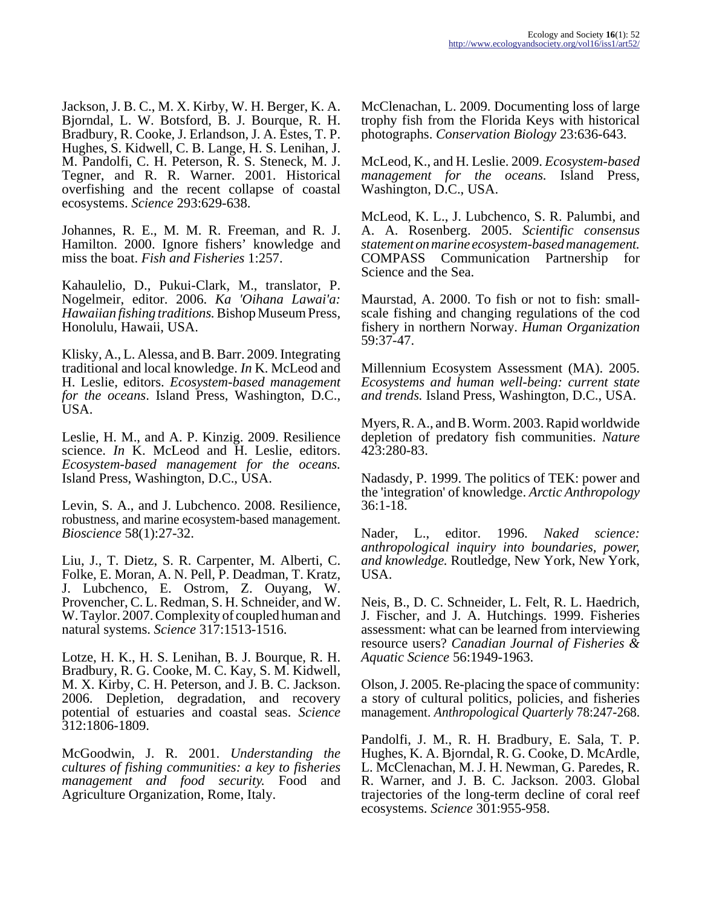Jackson, J. B. C., M. X. Kirby, W. H. Berger, K. A. Bjorndal, L. W. Botsford, B. J. Bourque, R. H. Bradbury, R. Cooke, J. Erlandson, J. A. Estes, T. P. Hughes, S. Kidwell, C. B. Lange, H. S. Lenihan, J. M. Pandolfi, C. H. Peterson, R. S. Steneck, M. J. Tegner, and R. R. Warner. 2001. Historical overfishing and the recent collapse of coastal ecosystems. *Science* 293:629-638.

Johannes, R. E., M. M. R. Freeman, and R. J. Hamilton. 2000. Ignore fishers' knowledge and miss the boat. *Fish and Fisheries* 1:257.

Kahaulelio, D., Pukui-Clark, M., translator, P. Nogelmeir, editor. 2006. *Ka 'Oihana Lawai'a: Hawaiian fishing traditions.* Bishop Museum Press, Honolulu, Hawaii, USA.

Klisky, A., L. Alessa, and B. Barr. 2009. Integrating traditional and local knowledge. *In* K. McLeod and H. Leslie, editors. *Ecosystem-based management for the oceans*. Island Press, Washington, D.C., USA.

Leslie, H. M., and A. P. Kinzig. 2009. Resilience science. *In* K. McLeod and H. Leslie, editors. *Ecosystem-based management for the oceans.* Island Press, Washington, D.C., USA.

Levin, S. A., and J. Lubchenco. 2008. Resilience, robustness, and marine ecosystem-based management. *Bioscience* 58(1):27-32.

Liu, J., T. Dietz, S. R. Carpenter, M. Alberti, C. Folke, E. Moran, A. N. Pell, P. Deadman, T. Kratz, J. Lubchenco, E. Ostrom, Z. Ouyang, W. Provencher, C. L. Redman, S. H. Schneider, and W. W. Taylor. 2007. Complexity of coupled human and natural systems. *Science* 317:1513-1516.

Lotze, H. K., H. S. Lenihan, B. J. Bourque, R. H. Bradbury, R. G. Cooke, M. C. Kay, S. M. Kidwell, M. X. Kirby, C. H. Peterson, and J. B. C. Jackson. 2006. Depletion, degradation, and recovery potential of estuaries and coastal seas. *Science* 312:1806-1809.

McGoodwin, J. R. 2001. *Understanding the cultures of fishing communities: a key to fisheries management and food security.* Food and Agriculture Organization, Rome, Italy.

McClenachan, L. 2009. Documenting loss of large trophy fish from the Florida Keys with historical photographs. *Conservation Biology* 23:636-643.

McLeod, K., and H. Leslie. 2009. *Ecosystem-based management for the oceans.* Island Press, Washington, D.C., USA.

McLeod, K. L., J. Lubchenco, S. R. Palumbi, and A. A. Rosenberg. 2005. *Scientific consensus statement on marine ecosystem-based management.* COMPASS Communication Partnership for Science and the Sea.

Maurstad, A. 2000. To fish or not to fish: small-scale fishing and changing regulations of the cod fishery in northern Norway. *Human Organization* 59:37-47.

Millennium Ecosystem Assessment (MA). 2005. *Ecosystems and human well-being: current state and trends.* Island Press, Washington, D.C., USA.

Myers, R. A., and B. Worm. 2003. Rapid worldwide depletion of predatory fish communities. *Nature* 423:280-83.

Nadasdy, P. 1999. The politics of TEK: power and the 'integration' of knowledge. *Arctic Anthropology* 36:1-18.

Nader, L., editor. 1996. *Naked science: anthropological inquiry into boundaries, power, and knowledge.* Routledge, New York, New York, USA.

Neis, B., D. C. Schneider, L. Felt, R. L. Haedrich, J. Fischer, and J. A. Hutchings. 1999. Fisheries assessment: what can be learned from interviewing resource users? *Canadian Journal of Fisheries & Aquatic Science* 56:1949-1963.

Olson, J. 2005. Re-placing the space of community: a story of cultural politics, policies, and fisheries management. *Anthropological Quarterly* 78:247-268.

Pandolfi, J. M., R. H. Bradbury, E. Sala, T. P. Hughes, K. A. Bjorndal, R. G. Cooke, D. McArdle, L. McClenachan, M. J. H. Newman, G. Paredes, R. R. Warner, and J. B. C. Jackson. 2003. Global trajectories of the long-term decline of coral reef ecosystems. *Science* 301:955-958.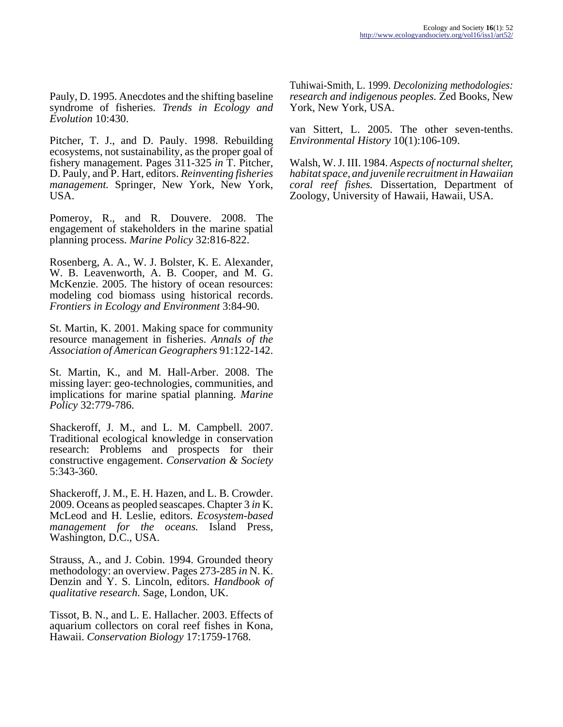Pauly, D. 1995. Anecdotes and the shifting baseline syndrome of fisheries. *Trends in Ecology and Evolution* 10:430.

Pitcher, T. J., and D. Pauly. 1998. Rebuilding ecosystems, not sustainability, as the proper goal of fishery management. Pages 311-325 *in* T. Pitcher, D. Pauly, and P. Hart, editors. *Reinventing fisheries management.* Springer, New York, New York, USA.

Pomeroy, R., and R. Douvere. 2008. The engagement of stakeholders in the marine spatial planning process. *Marine Policy* 32:816-822.

Rosenberg, A. A., W. J. Bolster, K. E. Alexander, W. B. Leavenworth, A. B. Cooper, and M. G. McKenzie. 2005. The history of ocean resources: modeling cod biomass using historical records. *Frontiers in Ecology and Environment* 3:84-90.

St. Martin, K. 2001. Making space for community resource management in fisheries. *Annals of the Association of American Geographers* 91:122-142.

St. Martin, K., and M. Hall-Arber. 2008. The missing layer: geo-technologies, communities, and implications for marine spatial planning. *Marine Policy* 32:779-786.

Shackeroff, J. M., and L. M. Campbell. 2007. Traditional ecological knowledge in conservation research: Problems and prospects for their constructive engagement. *Conservation & Society* 5:343-360.

Shackeroff, J. M., E. H. Hazen, and L. B. Crowder. 2009. Oceans as peopled seascapes. Chapter 3 *in* K. McLeod and H. Leslie, editors. *Ecosystem-based management for the oceans.* Island Press, Washington, D.C., USA.

Strauss, A., and J. Cobin. 1994. Grounded theory methodology: an overview. Pages 273-285 *in* N. K. Denzin and Y. S. Lincoln, editors. *Handbook of qualitative research*. Sage, London, UK.

Tissot, B. N., and L. E. Hallacher. 2003. Effects of aquarium collectors on coral reef fishes in Kona, Hawaii. *Conservation Biology* 17:1759-1768.

Tuhiwai-Smith, L. 1999. *Decolonizing methodologies: research and indigenous peoples.* Zed Books, New York, New York, USA.

van Sittert, L. 2005. The other seven-tenths. *Environmental History* 10(1):106-109.

Walsh, W. J. III. 1984. *Aspects of nocturnal shelter, habitat space, and juvenile recruitment in Hawaiian coral reef fishes.* Dissertation, Department of Zoology, University of Hawaii, Hawaii, USA.